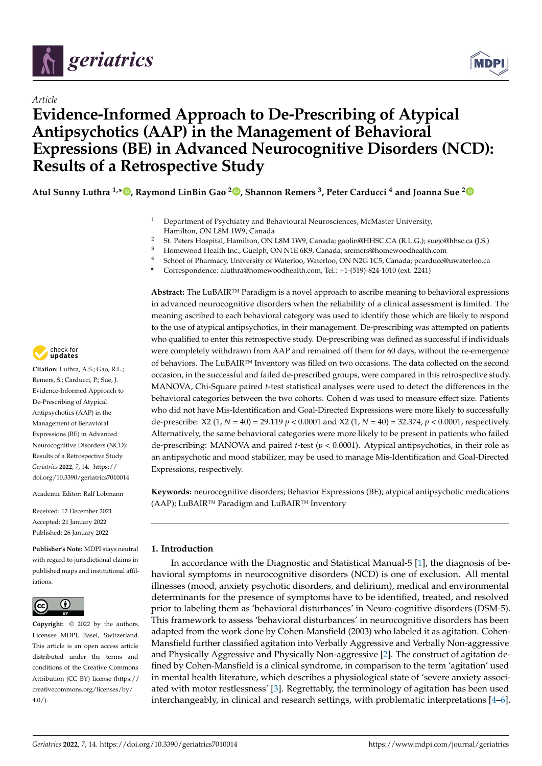*geriatrics*

*Article*

# Evidence-Informed Approach to De-Prescribing of Atypical Antipsychotics (AAP) in the Management of Behavioral Expressions (BE) in Advanced Neurocognitive Disorders (NCD): Results of a Retrospective Study

**Atul Sunny Luthra [1,*], Raymond LinBin Gao [2], Shannon Remers [3], Peter Carducci [4] and Joanna Sue [2]**

[1] Department of Psychiatry and Behavioural Neurosciences, McMaster University, Hamilton, ON L8M 1W9, Canada
[2] St. Peters Hospital, Hamilton, ON L8M 1W9, Canada; gaolin@HHSC.CA (R.L.G.); suejo@hhsc.ca (J.S.)
[3] Homewood Health Inc., Guelph, ON N1E 6K9, Canada; sremers@homewoodhealth.com
[4] School of Pharmacy, University of Waterloo, Waterloo, ON N2G 1C5, Canada; pcarducc@uwaterloo.ca
* Correspondence: aluthra@homewoodhealth.com; Tel.: +1-(519)-824-1010 (ext. 2241)

**Citation:** Luthra, A.S.; Gao, R.L.; Remers, S.; Carducci, P.; Sue, J. Evidence-Informed Approach to De-Prescribing of Atypical Antipsychotics (AAP) in the Management of Behavioral Expressions (BE) in Advanced Neurocognitive Disorders (NCD): Results of a Retrospective Study. *Geriatrics* **2022**, *7*, 14. https://doi.org/10.3390/geriatrics7010014

Academic Editor: Ralf Lobmann

Received: 12 December 2021
Accepted: 21 January 2022
Published: 26 January 2022

**Publisher's Note:** MDPI stays neutral with regard to jurisdictional claims in published maps and institutional affiliations.

**Copyright:** © 2022 by the authors. Licensee MDPI, Basel, Switzerland. This article is an open access article distributed under the terms and conditions of the Creative Commons Attribution (CC BY) license (https://creativecommons.org/licenses/by/4.0/).

**Abstract:** The LuBAIR™ Paradigm is a novel approach to ascribe meaning to behavioral expressions in advanced neurocognitive disorders when the reliability of a clinical assessment is limited. The meaning ascribed to each behavioral category was used to identify those which are likely to respond to the use of atypical antipsychotics, in their management. De-prescribing was attempted on patients who qualified to enter this retrospective study. De-prescribing was defined as successful if individuals were completely withdrawn from AAP and remained off them for 60 days, without the re-emergence of behaviors. The LuBAIR™ Inventory was filled on two occasions. The data collected on the second occasion, in the successful and failed de-prescribed groups, were compared in this retrospective study. MANOVA, Chi-Square paired *t*-test statistical analyses were used to detect the differences in the behavioral categories between the two cohorts. Cohen d was used to measure effect size. Patients who did not have Mis-Identification and Goal-Directed Expressions were more likely to successfully de-prescribe: X2 (1, *N* = 40) = 29.119 $p < 0.0001$ and X2 (1, *N* = 40) = 32.374, $p < 0.0001$, respectively. Alternatively, the same behavioral categories were more likely to be present in patients who failed de-prescribing: MANOVA and paired *t*-test ($p < 0.0001$). Atypical antipsychotics, in their role as an antipsychotic and mood stabilizer, may be used to manage Mis-Identification and Goal-Directed Expressions, respectively.

**Keywords:** neurocognitive disorders; Behavior Expressions (BE); atypical antipsychotic medications (AAP); LuBAIR™ Paradigm and LuBAIR™ Inventory

## 1. Introduction

In accordance with the Diagnostic and Statistical Manual-5 [1], the diagnosis of behavioral symptoms in neurocognitive disorders (NCD) is one of exclusion. All mental illnesses (mood, anxiety psychotic disorders, and delirium), medical and environmental determinants for the presence of symptoms have to be identified, treated, and resolved prior to labeling them as 'behavioral disturbances' in Neuro-cognitive disorders (DSM-5). This framework to assess 'behavioral disturbances' in neurocognitive disorders has been adapted from the work done by Cohen-Mansfield (2003) who labeled it as agitation. Cohen-Mansfield further classified agitation into Verbally Aggressive and Verbally Non-aggressive and Physically Aggressive and Physically Non-aggressive [2]. The construct of agitation defined by Cohen-Mansfield is a clinical syndrome, in comparison to the term 'agitation' used in mental health literature, which describes a physiological state of 'severe anxiety associated with motor restlessness' [3]. Regrettably, the terminology of agitation has been used interchangeably, in clinical and research settings, with problematic interpretations [4–6].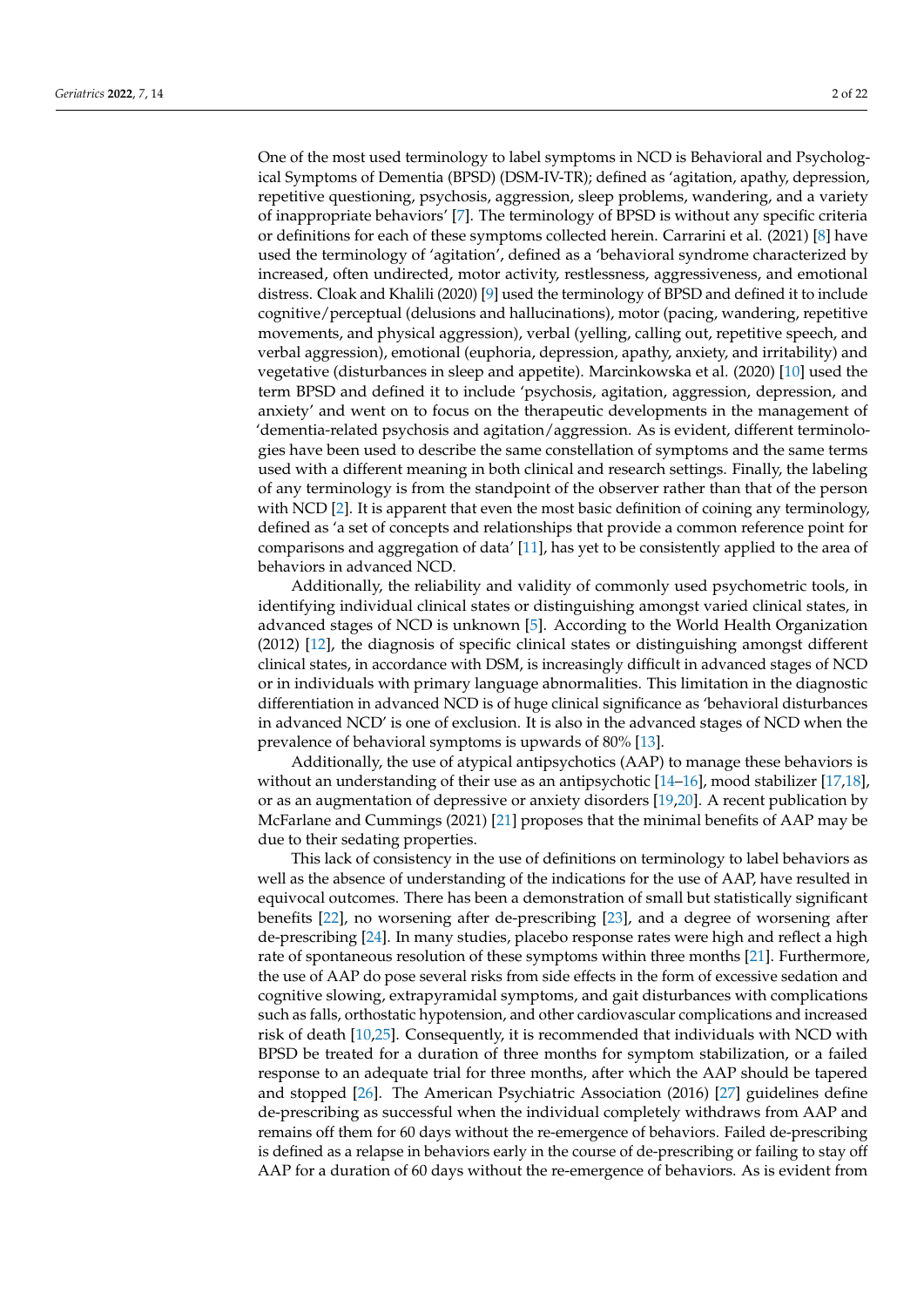One of the most used terminology to label symptoms in NCD is Behavioral and Psychological Symptoms of Dementia (BPSD) (DSM-IV-TR); defined as 'agitation, apathy, depression, repetitive questioning, psychosis, aggression, sleep problems, wandering, and a variety of inappropriate behaviors' [7]. The terminology of BPSD is without any specific criteria or definitions for each of these symptoms collected herein. Carrarini et al. (2021) [8] have used the terminology of 'agitation', defined as a 'behavioral syndrome characterized by increased, often undirected, motor activity, restlessness, aggressiveness, and emotional distress. Cloak and Khalili (2020) [9] used the terminology of BPSD and defined it to include cognitive/perceptual (delusions and hallucinations), motor (pacing, wandering, repetitive movements, and physical aggression), verbal (yelling, calling out, repetitive speech, and verbal aggression), emotional (euphoria, depression, apathy, anxiety, and irritability) and vegetative (disturbances in sleep and appetite). Marcinkowska et al. (2020) [10] used the term BPSD and defined it to include 'psychosis, agitation, aggression, depression, and anxiety' and went on to focus on the therapeutic developments in the management of 'dementia-related psychosis and agitation/aggression. As is evident, different terminologies have been used to describe the same constellation of symptoms and the same terms used with a different meaning in both clinical and research settings. Finally, the labeling of any terminology is from the standpoint of the observer rather than that of the person with NCD [2]. It is apparent that even the most basic definition of coining any terminology, defined as 'a set of concepts and relationships that provide a common reference point for comparisons and aggregation of data' [11], has yet to be consistently applied to the area of behaviors in advanced NCD.

Additionally, the reliability and validity of commonly used psychometric tools, in identifying individual clinical states or distinguishing amongst varied clinical states, in advanced stages of NCD is unknown [5]. According to the World Health Organization (2012) [12], the diagnosis of specific clinical states or distinguishing amongst different clinical states, in accordance with DSM, is increasingly difficult in advanced stages of NCD or in individuals with primary language abnormalities. This limitation in the diagnostic differentiation in advanced NCD is of huge clinical significance as 'behavioral disturbances in advanced NCD' is one of exclusion. It is also in the advanced stages of NCD when the prevalence of behavioral symptoms is upwards of 80% [13].

Additionally, the use of atypical antipsychotics (AAP) to manage these behaviors is without an understanding of their use as an antipsychotic [14–16], mood stabilizer [17,18], or as an augmentation of depressive or anxiety disorders [19,20]. A recent publication by McFarlane and Cummings (2021) [21] proposes that the minimal benefits of AAP may be due to their sedating properties.

This lack of consistency in the use of definitions on terminology to label behaviors as well as the absence of understanding of the indications for the use of AAP, have resulted in equivocal outcomes. There has been a demonstration of small but statistically significant benefits [22], no worsening after de-prescribing [23], and a degree of worsening after de-prescribing [24]. In many studies, placebo response rates were high and reflect a high rate of spontaneous resolution of these symptoms within three months [21]. Furthermore, the use of AAP do pose several risks from side effects in the form of excessive sedation and cognitive slowing, extrapyramidal symptoms, and gait disturbances with complications such as falls, orthostatic hypotension, and other cardiovascular complications and increased risk of death [10,25]. Consequently, it is recommended that individuals with NCD with BPSD be treated for a duration of three months for symptom stabilization, or a failed response to an adequate trial for three months, after which the AAP should be tapered and stopped [26]. The American Psychiatric Association (2016) [27] guidelines define de-prescribing as successful when the individual completely withdraws from AAP and remains off them for 60 days without the re-emergence of behaviors. Failed de-prescribing is defined as a relapse in behaviors early in the course of de-prescribing or failing to stay off AAP for a duration of 60 days without the re-emergence of behaviors. As is evident from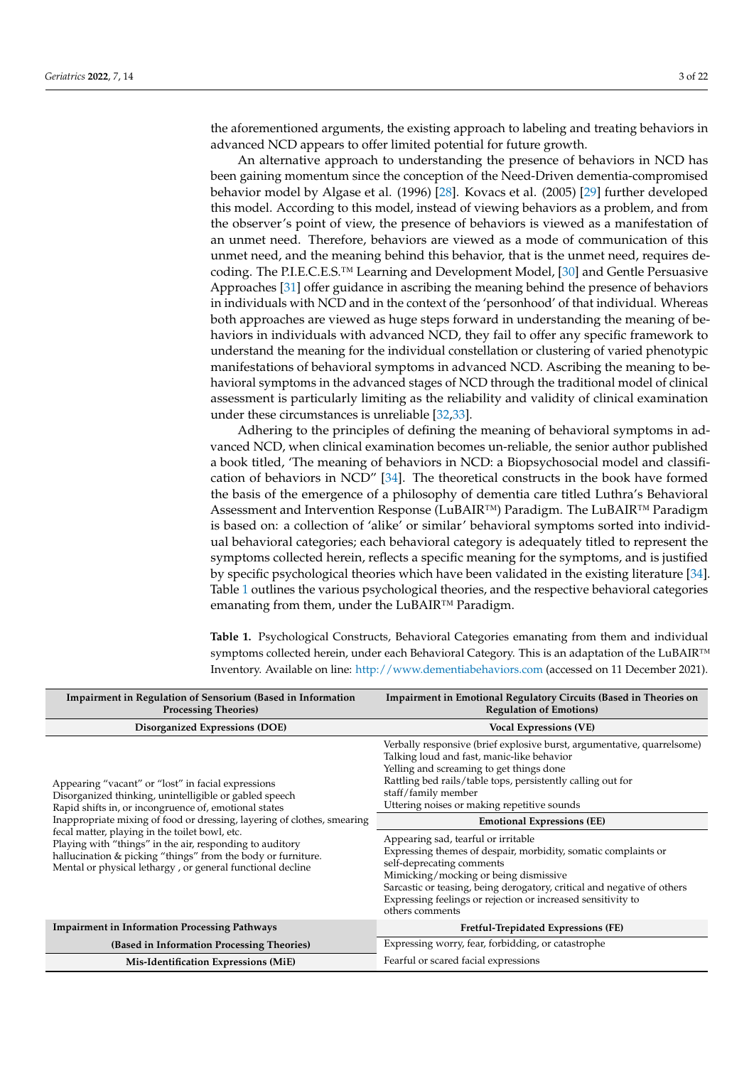the aforementioned arguments, the existing approach to labeling and treating behaviors in advanced NCD appears to offer limited potential for future growth.

An alternative approach to understanding the presence of behaviors in NCD has been gaining momentum since the conception of the Need-Driven dementia-compromised behavior model by Algase et al. (1996) [28]. Kovacs et al. (2005) [29] further developed this model. According to this model, instead of viewing behaviors as a problem, and from the observer's point of view, the presence of behaviors is viewed as a manifestation of an unmet need. Therefore, behaviors are viewed as a mode of communication of this unmet need, and the meaning behind this behavior, that is the unmet need, requires decoding. The P.I.E.C.E.S.™ Learning and Development Model, [30] and Gentle Persuasive Approaches [31] offer guidance in ascribing the meaning behind the presence of behaviors in individuals with NCD and in the context of the 'personhood' of that individual. Whereas both approaches are viewed as huge steps forward in understanding the meaning of behaviors in individuals with advanced NCD, they fail to offer any specific framework to understand the meaning for the individual constellation or clustering of varied phenotypic manifestations of behavioral symptoms in advanced NCD. Ascribing the meaning to behavioral symptoms in the advanced stages of NCD through the traditional model of clinical assessment is particularly limiting as the reliability and validity of clinical examination under these circumstances is unreliable [32,33].

Adhering to the principles of defining the meaning of behavioral symptoms in advanced NCD, when clinical examination becomes un-reliable, the senior author published a book titled, 'The meaning of behaviors in NCD: a Biopsychosocial model and classification of behaviors in NCD" [34]. The theoretical constructs in the book have formed the basis of the emergence of a philosophy of dementia care titled Luthra's Behavioral Assessment and Intervention Response (LuBAIR™) Paradigm. The LuBAIR™ Paradigm is based on: a collection of 'alike' or similar' behavioral symptoms sorted into individual behavioral categories; each behavioral category is adequately titled to represent the symptoms collected herein, reflects a specific meaning for the symptoms, and is justified by specific psychological theories which have been validated in the existing literature [34]. Table 1 outlines the various psychological theories, and the respective behavioral categories emanating from them, under the LuBAIR™ Paradigm.

**Table 1.** Psychological Constructs, Behavioral Categories emanating from them and individual symptoms collected herein, under each Behavioral Category. This is an adaptation of the LuBAIR™ Inventory. Available on line: http://www.dementiabehaviors.com (accessed on 11 December 2021).

| Impairment in Regulation of Sensorium (Based in Information Processing Theories) | Impairment in Emotional Regulatory Circuits (Based in Theories on Regulation of Emotions) |
|---|---|
| **Disorganized Expressions (DOE)** | **Vocal Expressions (VE)** |
| Appearing "vacant" or "lost" in facial expressions<br>Disorganized thinking, unintelligible or gabled speech<br>Rapid shifts in, or incongruence of, emotional states<br>Inappropriate mixing of food or dressing, layering of clothes, smearing fecal matter, playing in the toilet bowl, etc.<br>Playing with "things" in the air, responding to auditory hallucination & picking "things" from the body or furniture.<br>Mental or physical lethargy , or general functional decline | Verbally responsive (brief explosive burst, argumentative, quarrelsome)<br>Talking loud and fast, manic-like behavior<br>Yelling and screaming to get things done<br>Rattling bed rails/table tops, persistently calling out for staff/family member<br>Uttering noises or making repetitive sounds |
| | **Emotional Expressions (EE)** |
| | Appearing sad, tearful or irritable<br>Expressing themes of despair, morbidity, somatic complaints or self-deprecating comments<br>Mimicking/mocking or being dismissive<br>Sarcastic or teasing, being derogatory, critical and negative of others<br>Expressing feelings or rejection or increased sensitivity to others comments |
| **Impairment in Information Processing Pathways** | **Fretful-Trepidated Expressions (FE)** |
| **(Based in Information Processing Theories)** | Expressing worry, fear, forbidding, or catastrophe |
| **Mis-Identification Expressions (MiE)** | Fearful or scared facial expressions |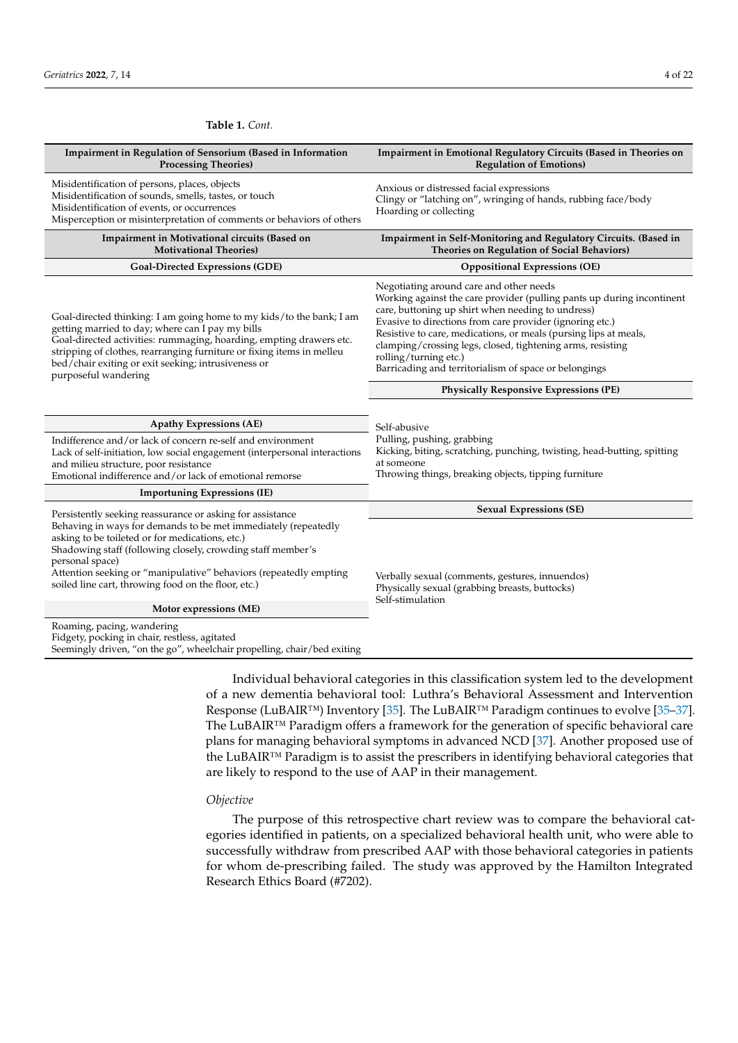**Table 1.** *Cont.*

| Impairment in Regulation of Sensorium (Based in Information Processing Theories) | Impairment in Emotional Regulatory Circuits (Based in Theories on Regulation of Emotions) |
|---|---|
| Misidentification of persons, places, objects<br>Misidentification of sounds, smells, tastes, or touch<br>Misidentification of events, or occurrences<br>Misperception or misinterpretation of comments or behaviors of others | Anxious or distressed facial expressions<br>Clingy or "latching on", wringing of hands, rubbing face/body<br>Hoarding or collecting |
| **Impairment in Motivational circuits (Based on Motivational Theories)** | **Impairment in Self-Monitoring and Regulatory Circuits. (Based in Theories on Regulation of Social Behaviors)** |
| **Goal-Directed Expressions (GDE)** | **Oppositional Expressions (OE)** |
| Goal-directed thinking: I am going home to my kids/to the bank; I am getting married to day; where can I pay my bills<br>Goal-directed activities: rummaging, hoarding, empting drawers etc. stripping of clothes, rearranging furniture or fixing items in melleu bed/chair exiting or exit seeking; intrusiveness or purposeful wandering | Negotiating around care and other needs<br>Working against the care provider (pulling pants up during incontinent care, buttoning up shirt when needing to undress)<br>Evasive to directions from care provider (ignoring etc.)<br>Resistive to care, medications, or meals (pursing lips at meals, clamping/crossing legs, closed, tightening arms, resisting rolling/turning etc.)<br>Barricading and territorialism of space or belongings |
| | **Physically Responsive Expressions (PE)** |
| **Apathy Expressions (AE)** | Self-abusive<br>Pulling, pushing, grabbing<br>Kicking, biting, scratching, punching, twisting, head-butting, spitting at someone<br>Throwing things, breaking objects, tipping furniture |
| Indifference and/or lack of concern re-self and environment<br>Lack of self-initiation, low social engagement (interpersonal interactions and milieu structure, poor resistance<br>Emotional indifference and/or lack of emotional remorse | |
| **Importuning Expressions (IE)** | **Sexual Expressions (SE)** |
| Persistently seeking reassurance or asking for assistance<br>Behaving in ways for demands to be met immediately (repeatedly asking to be toileted or for medications, etc.)<br>Shadowing staff (following closely, crowding staff member's personal space)<br>Attention seeking or "manipulative" behaviors (repeatedly empting soiled line cart, throwing food on the floor, etc.) | Verbally sexual (comments, gestures, innuendos)<br>Physically sexual (grabbing breasts, buttocks)<br>Self-stimulation |
| **Motor expressions (ME)** | |
| Roaming, pacing, wandering<br>Fidgety, pocking in chair, restless, agitated<br>Seemingly driven, "on the go", wheelchair propelling, chair/bed exiting | |

Individual behavioral categories in this classification system led to the development of a new dementia behavioral tool: Luthra's Behavioral Assessment and Intervention Response (LuBAIR™) Inventory [35]. The LuBAIR™ Paradigm continues to evolve [35–37]. The LuBAIR™ Paradigm offers a framework for the generation of specific behavioral care plans for managing behavioral symptoms in advanced NCD [37]. Another proposed use of the LuBAIR™ Paradigm is to assist the prescribers in identifying behavioral categories that are likely to respond to the use of AAP in their management.

*Objective*

The purpose of this retrospective chart review was to compare the behavioral categories identified in patients, on a specialized behavioral health unit, who were able to successfully withdraw from prescribed AAP with those behavioral categories in patients for whom de-prescribing failed. The study was approved by the Hamilton Integrated Research Ethics Board (#7202).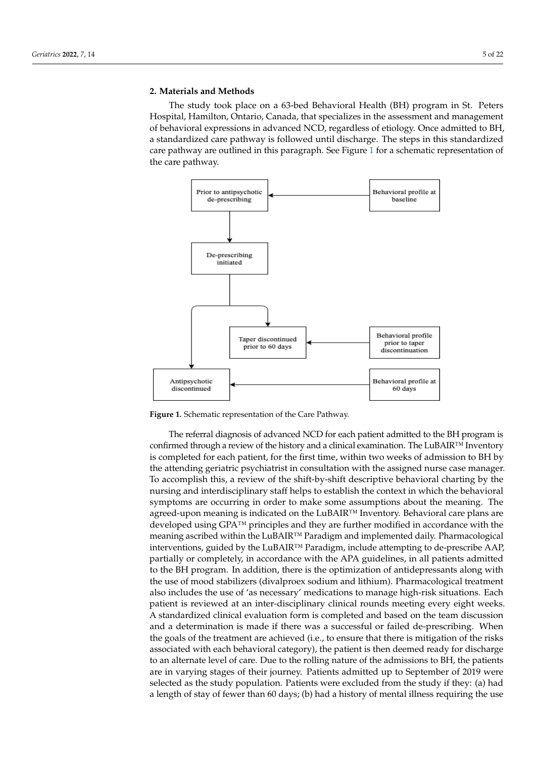## 2. Materials and Methods

The study took place on a 63-bed Behavioral Health (BH) program in St. Peters Hospital, Hamilton, Ontario, Canada, that specializes in the assessment and management of behavioral expressions in advanced NCD, regardless of etiology. Once admitted to BH, a standardized care pathway is followed until discharge. The steps in this standardized care pathway are outlined in this paragraph. See Figure 1 for a schematic representation of the care pathway.

Prior to antipsychotic de-prescribing

Behavioral profile at baseline

De-prescribing initiated

Taper discontinued prior to 60 days

Behavioral profile prior to taper discontinuation

Antipsychotic discontinued

Behavioral profile at 60 days

**Figure 1.** Schematic representation of the Care Pathway.

The referral diagnosis of advanced NCD for each patient admitted to the BH program is confirmed through a review of the history and a clinical examination. The LuBAIR™ Inventory is completed for each patient, for the first time, within two weeks of admission to BH by the attending geriatric psychiatrist in consultation with the assigned nurse case manager. To accomplish this, a review of the shift-by-shift descriptive behavioral charting by the nursing and interdisciplinary staff helps to establish the context in which the behavioral symptoms are occurring in order to make some assumptions about the meaning. The agreed-upon meaning is indicated on the LuBAIR™ Inventory. Behavioral care plans are developed using GPA™ principles and they are further modified in accordance with the meaning ascribed within the LuBAIR™ Paradigm and implemented daily. Pharmacological interventions, guided by the LuBAIR™ Paradigm, include attempting to de-prescribe AAP, partially or completely, in accordance with the APA guidelines, in all patients admitted to the BH program. In addition, there is the optimization of antidepressants along with the use of mood stabilizers (divalproex sodium and lithium). Pharmacological treatment also includes the use of 'as necessary' medications to manage high-risk situations. Each patient is reviewed at an inter-disciplinary clinical rounds meeting every eight weeks. A standardized clinical evaluation form is completed and based on the team discussion and a determination is made if there was a successful or failed de-prescribing. When the goals of the treatment are achieved (i.e., to ensure that there is mitigation of the risks associated with each behavioral category), the patient is then deemed ready for discharge to an alternate level of care. Due to the rolling nature of the admissions to BH, the patients are in varying stages of their journey. Patients admitted up to September of 2019 were selected as the study population. Patients were excluded from the study if they: (a) had a length of stay of fewer than 60 days; (b) had a history of mental illness requiring the use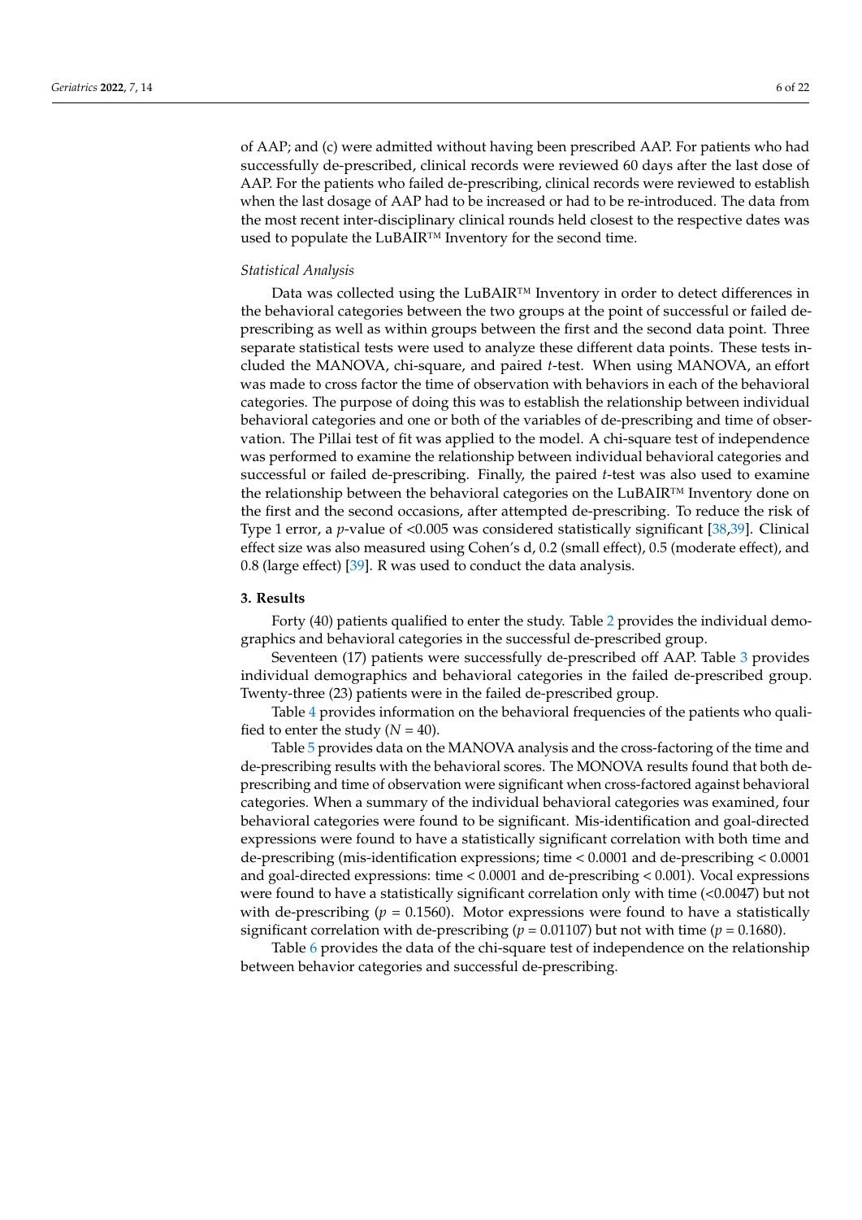of AAP; and (c) were admitted without having been prescribed AAP. For patients who had successfully de-prescribed, clinical records were reviewed 60 days after the last dose of AAP. For the patients who failed de-prescribing, clinical records were reviewed to establish when the last dosage of AAP had to be increased or had to be re-introduced. The data from the most recent inter-disciplinary clinical rounds held closest to the respective dates was used to populate the LuBAIR™ Inventory for the second time.

*Statistical Analysis*

Data was collected using the LuBAIR™ Inventory in order to detect differences in the behavioral categories between the two groups at the point of successful or failed de-prescribing as well as within groups between the first and the second data point. Three separate statistical tests were used to analyze these different data points. These tests included the MANOVA, chi-square, and paired *t*-test. When using MANOVA, an effort was made to cross factor the time of observation with behaviors in each of the behavioral categories. The purpose of doing this was to establish the relationship between individual behavioral categories and one or both of the variables of de-prescribing and time of observation. The Pillai test of fit was applied to the model. A chi-square test of independence was performed to examine the relationship between individual behavioral categories and successful or failed de-prescribing. Finally, the paired *t*-test was also used to examine the relationship between the behavioral categories on the LuBAIR™ Inventory done on the first and the second occasions, after attempted de-prescribing. To reduce the risk of Type 1 error, a *p*-value of $<0.005$ was considered statistically significant [38,39]. Clinical effect size was also measured using Cohen's d, 0.2 (small effect), 0.5 (moderate effect), and 0.8 (large effect) [39]. R was used to conduct the data analysis.

## 3. Results

Forty (40) patients qualified to enter the study. Table 2 provides the individual demographics and behavioral categories in the successful de-prescribed group.

Seventeen (17) patients were successfully de-prescribed off AAP. Table 3 provides individual demographics and behavioral categories in the failed de-prescribed group. Twenty-three (23) patients were in the failed de-prescribed group.

Table 4 provides information on the behavioral frequencies of the patients who qualified to enter the study ($N = 40$).

Table 5 provides data on the MANOVA analysis and the cross-factoring of the time and de-prescribing results with the behavioral scores. The MONOVA results found that both de-prescribing and time of observation were significant when cross-factored against behavioral categories. When a summary of the individual behavioral categories was examined, four behavioral categories were found to be significant. Mis-identification and goal-directed expressions were found to have a statistically significant correlation with both time and de-prescribing (mis-identification expressions; time $< 0.0001$ and de-prescribing $< 0.0001$ and goal-directed expressions: time $< 0.0001$ and de-prescribing $< 0.001$). Vocal expressions were found to have a statistically significant correlation only with time ($<0.0047$) but not with de-prescribing ($p = 0.1560$). Motor expressions were found to have a statistically significant correlation with de-prescribing ($p = 0.01107$) but not with time ($p = 0.1680$).

Table 6 provides the data of the chi-square test of independence on the relationship between behavior categories and successful de-prescribing.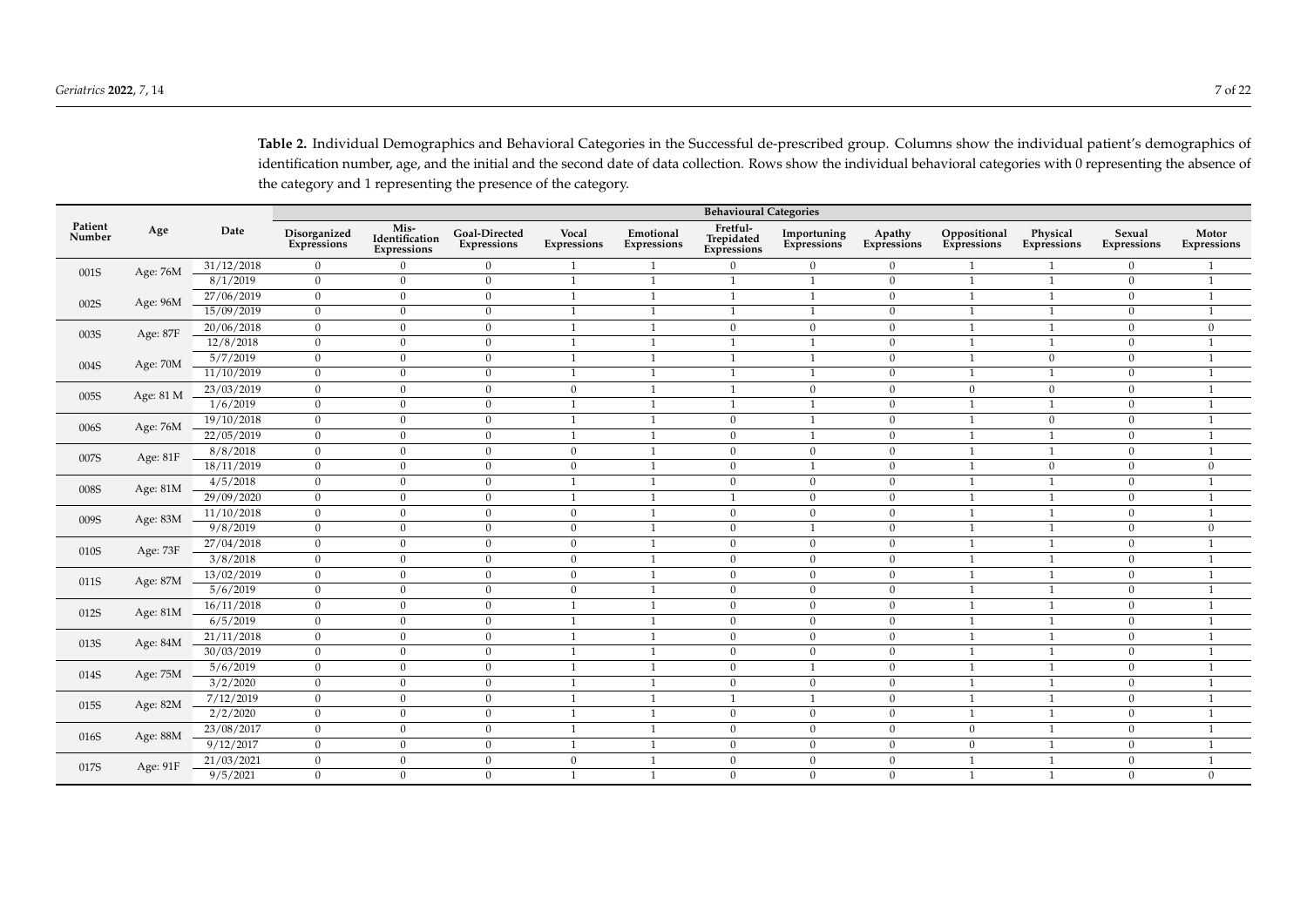**Table 2.** Individual Demographics and Behavioral Categories in the Successful de-prescribed group. Columns show the individual patient's demographics of identification number, age, and the initial and the second date of data collection. Rows show the individual behavioral categories with 0 representing the absence of the category and 1 representing the presence of the category.

| Patient Number | Age | Date | Behavioural Categories | | | | | | | | | | | |
|---|---|---|---|---|---|---|---|---|---|---|---|---|---|---|
| | | | Disorganized Expressions | Mis-Identification Expressions | Goal-Directed Expressions | Vocal Expressions | Emotional Expressions | Fretful-Trepidated Expressions | Importuning Expressions | Apathy Expressions | Oppositional Expressions | Physical Expressions | Sexual Expressions | Motor Expressions |
| 001S | Age: 76M | 31/12/2018 | 0 | 0 | 0 | 1 | 1 | 0 | 0 | 0 | 1 | 1 | 0 | 1 |
| | | 8/1/2019 | 0 | 0 | 0 | 1 | 1 | 1 | 1 | 0 | 1 | 1 | 0 | 1 |
| 002S | Age: 96M | 27/06/2019 | 0 | 0 | 0 | 1 | 1 | 1 | 1 | 0 | 1 | 1 | 0 | 1 |
| | | 15/09/2019 | 0 | 0 | 0 | 1 | 1 | 1 | 1 | 0 | 1 | 1 | 0 | 1 |
| 003S | Age: 87F | 20/06/2018 | 0 | 0 | 0 | 1 | 1 | 0 | 0 | 0 | 1 | 1 | 0 | 0 |
| | | 12/8/2018 | 0 | 0 | 0 | 1 | 1 | 1 | 1 | 0 | 1 | 1 | 0 | 1 |
| 004S | Age: 70M | 5/7/2019 | 0 | 0 | 0 | 1 | 1 | 1 | 1 | 0 | 1 | 0 | 0 | 1 |
| | | 11/10/2019 | 0 | 0 | 0 | 1 | 1 | 1 | 1 | 0 | 1 | 1 | 0 | 1 |
| 005S | Age: 81 M | 23/03/2019 | 0 | 0 | 0 | 0 | 1 | 1 | 0 | 0 | 0 | 0 | 0 | 1 |
| | | 1/6/2019 | 0 | 0 | 0 | 1 | 1 | 1 | 1 | 0 | 1 | 1 | 0 | 1 |
| 006S | Age: 76M | 19/10/2018 | 0 | 0 | 0 | 1 | 1 | 0 | 1 | 0 | 1 | 0 | 0 | 1 |
| | | 22/05/2019 | 0 | 0 | 0 | 1 | 1 | 0 | 1 | 0 | 1 | 1 | 0 | 1 |
| 007S | Age: 81F | 8/8/2018 | 0 | 0 | 0 | 0 | 1 | 0 | 0 | 0 | 1 | 1 | 0 | 1 |
| | | 18/11/2019 | 0 | 0 | 0 | 0 | 1 | 0 | 1 | 0 | 1 | 0 | 0 | 0 |
| 008S | Age: 81M | 4/5/2018 | 0 | 0 | 0 | 1 | 1 | 0 | 0 | 0 | 1 | 1 | 0 | 1 |
| | | 29/09/2020 | 0 | 0 | 0 | 1 | 1 | 1 | 0 | 0 | 1 | 1 | 0 | 1 |
| 009S | Age: 83M | 11/10/2018 | 0 | 0 | 0 | 0 | 1 | 0 | 0 | 0 | 1 | 1 | 0 | 1 |
| | | 9/8/2019 | 0 | 0 | 0 | 0 | 1 | 0 | 1 | 0 | 1 | 1 | 0 | 0 |
| 010S | Age: 73F | 27/04/2018 | 0 | 0 | 0 | 0 | 1 | 0 | 0 | 0 | 1 | 1 | 0 | 1 |
| | | 3/8/2018 | 0 | 0 | 0 | 0 | 1 | 0 | 0 | 0 | 1 | 1 | 0 | 1 |
| 011S | Age: 87M | 13/02/2019 | 0 | 0 | 0 | 0 | 1 | 0 | 0 | 0 | 1 | 1 | 0 | 1 |
| | | 5/6/2019 | 0 | 0 | 0 | 0 | 1 | 0 | 0 | 0 | 1 | 1 | 0 | 1 |
| 012S | Age: 81M | 16/11/2018 | 0 | 0 | 0 | 1 | 1 | 0 | 0 | 0 | 1 | 1 | 0 | 1 |
| | | 6/5/2019 | 0 | 0 | 0 | 1 | 1 | 0 | 0 | 0 | 1 | 1 | 0 | 1 |
| 013S | Age: 84M | 21/11/2018 | 0 | 0 | 0 | 1 | 1 | 0 | 0 | 0 | 1 | 1 | 0 | 1 |
| | | 30/03/2019 | 0 | 0 | 0 | 1 | 1 | 0 | 0 | 0 | 1 | 1 | 0 | 1 |
| 014S | Age: 75M | 5/6/2019 | 0 | 0 | 0 | 1 | 1 | 0 | 1 | 0 | 1 | 1 | 0 | 1 |
| | | 3/2/2020 | 0 | 0 | 0 | 1 | 1 | 0 | 0 | 0 | 1 | 1 | 0 | 1 |
| 015S | Age: 82M | 7/12/2019 | 0 | 0 | 0 | 1 | 1 | 1 | 1 | 0 | 1 | 1 | 0 | 1 |
| | | 2/2/2020 | 0 | 0 | 0 | 1 | 1 | 0 | 0 | 0 | 1 | 1 | 0 | 1 |
| 016S | Age: 88M | 23/08/2017 | 0 | 0 | 0 | 1 | 1 | 0 | 0 | 0 | 0 | 1 | 0 | 1 |
| | | 9/12/2017 | 0 | 0 | 0 | 1 | 1 | 0 | 0 | 0 | 0 | 1 | 0 | 1 |
| 017S | Age: 91F | 21/03/2021 | 0 | 0 | 0 | 0 | 1 | 0 | 0 | 0 | 1 | 1 | 0 | 1 |
| | | 9/5/2021 | 0 | 0 | 0 | 1 | 1 | 0 | 0 | 0 | 1 | 1 | 0 | 0 |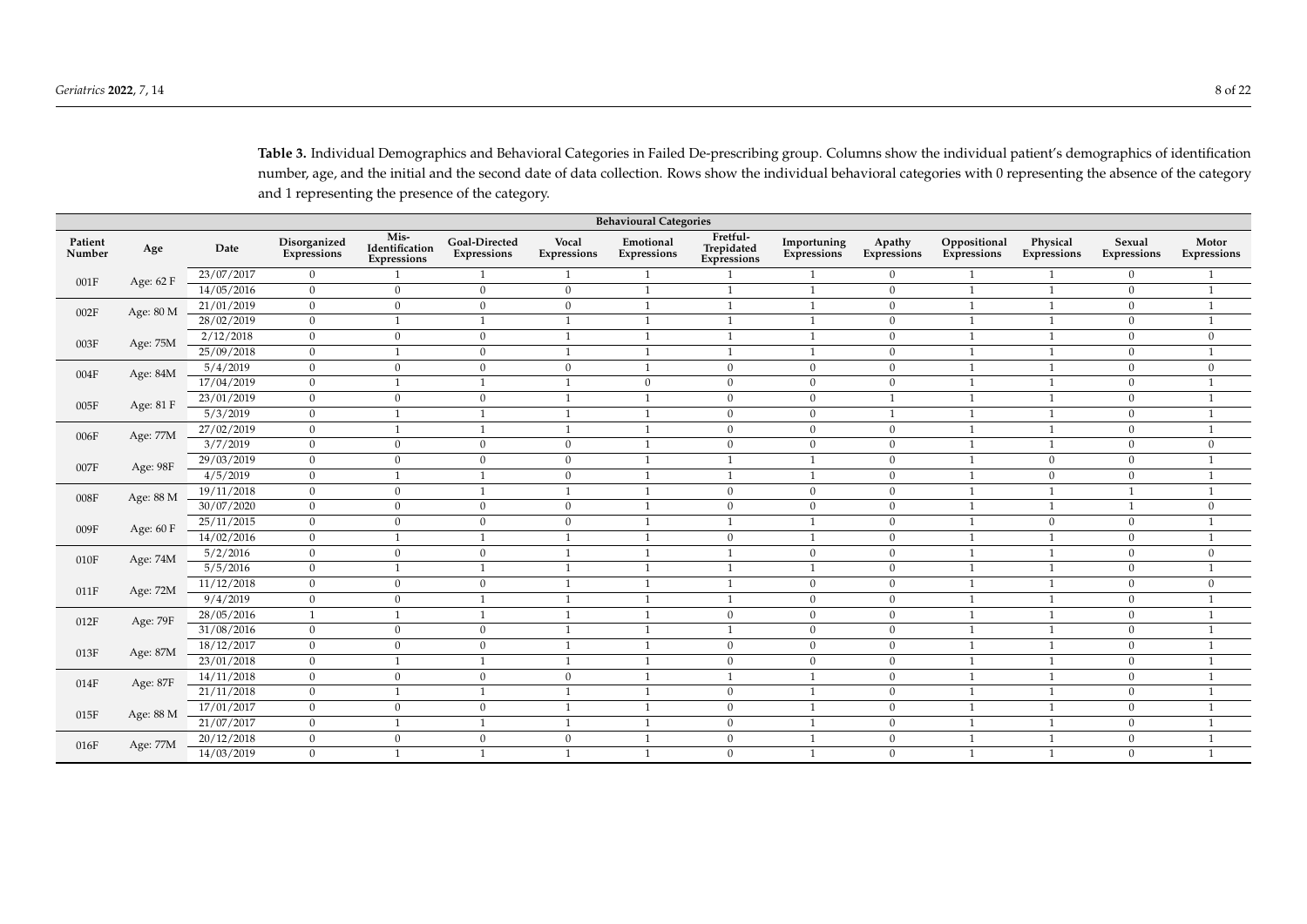**Table 3.** Individual Demographics and Behavioral Categories in Failed De-prescribing group. Columns show the individual patient's demographics of identification number, age, and the initial and the second date of data collection. Rows show the individual behavioral categories with 0 representing the absence of the category and 1 representing the presence of the category.

| | | | Behavioural Categories | | | | | | | | | | | |
|---|---|---|---|---|---|---|---|---|---|---|---|---|---|---|
| Patient Number | Age | Date | Disorganized Expressions | Mis-Identification Expressions | Goal-Directed Expressions | Vocal Expressions | Emotional Expressions | Fretful-Trepidated Expressions | Importuning Expressions | Apathy Expressions | Oppositional Expressions | Physical Expressions | Sexual Expressions | Motor Expressions |
| 001F | Age: 62 F | 23/07/2017 | 0 | 1 | 1 | 1 | 1 | 1 | 1 | 0 | 1 | 1 | 0 | 1 |
| | | 14/05/2016 | 0 | 0 | 0 | 0 | 1 | 1 | 1 | 0 | 1 | 1 | 0 | 1 |
| 002F | Age: 80 M | 21/01/2019 | 0 | 0 | 0 | 0 | 1 | 1 | 1 | 0 | 1 | 1 | 0 | 1 |
| | | 28/02/2019 | 0 | 1 | 1 | 1 | 1 | 1 | 1 | 0 | 1 | 1 | 0 | 1 |
| 003F | Age: 75M | 2/12/2018 | 0 | 0 | 0 | 1 | 1 | 1 | 1 | 0 | 1 | 1 | 0 | 0 |
| | | 25/09/2018 | 0 | 1 | 0 | 1 | 1 | 1 | 1 | 0 | 1 | 1 | 0 | 1 |
| 004F | Age: 84M | 5/4/2019 | 0 | 0 | 0 | 0 | 1 | 0 | 0 | 0 | 1 | 1 | 0 | 0 |
| | | 17/04/2019 | 0 | 1 | 1 | 1 | 0 | 0 | 0 | 0 | 1 | 1 | 0 | 1 |
| 005F | Age: 81 F | 23/01/2019 | 0 | 0 | 0 | 1 | 1 | 0 | 0 | 1 | 1 | 1 | 0 | 1 |
| | | 5/3/2019 | 0 | 1 | 1 | 1 | 1 | 0 | 0 | 1 | 1 | 1 | 0 | 1 |
| 006F | Age: 77M | 27/02/2019 | 0 | 1 | 1 | 1 | 1 | 0 | 0 | 0 | 1 | 1 | 0 | 1 |
| | | 3/7/2019 | 0 | 0 | 0 | 0 | 1 | 0 | 0 | 0 | 1 | 1 | 0 | 0 |
| 007F | Age: 98F | 29/03/2019 | 0 | 0 | 0 | 0 | 1 | 1 | 1 | 0 | 1 | 0 | 0 | 1 |
| | | 4/5/2019 | 0 | 1 | 1 | 0 | 1 | 1 | 1 | 0 | 1 | 0 | 0 | 1 |
| 008F | Age: 88 M | 19/11/2018 | 0 | 0 | 1 | 1 | 1 | 0 | 0 | 0 | 1 | 1 | 1 | 1 |
| | | 30/07/2020 | 0 | 0 | 0 | 0 | 1 | 0 | 0 | 0 | 1 | 1 | 1 | 0 |
| 009F | Age: 60 F | 25/11/2015 | 0 | 0 | 0 | 0 | 1 | 1 | 1 | 0 | 1 | 0 | 0 | 1 |
| | | 14/02/2016 | 0 | 1 | 1 | 1 | 1 | 0 | 1 | 0 | 1 | 1 | 0 | 1 |
| 010F | Age: 74M | 5/2/2016 | 0 | 0 | 0 | 1 | 1 | 1 | 0 | 0 | 1 | 1 | 0 | 0 |
| | | 5/5/2016 | 0 | 1 | 1 | 1 | 1 | 1 | 1 | 0 | 1 | 1 | 0 | 1 |
| 011F | Age: 72M | 11/12/2018 | 0 | 0 | 0 | 1 | 1 | 1 | 0 | 0 | 1 | 1 | 0 | 0 |
| | | 9/4/2019 | 0 | 0 | 1 | 1 | 1 | 1 | 0 | 0 | 1 | 1 | 0 | 1 |
| 012F | Age: 79F | 28/05/2016 | 1 | 1 | 1 | 1 | 1 | 0 | 0 | 0 | 1 | 1 | 0 | 1 |
| | | 31/08/2016 | 0 | 0 | 0 | 1 | 1 | 1 | 0 | 0 | 1 | 1 | 0 | 1 |
| 013F | Age: 87M | 18/12/2017 | 0 | 0 | 0 | 1 | 1 | 0 | 0 | 0 | 1 | 1 | 0 | 1 |
| | | 23/01/2018 | 0 | 1 | 1 | 1 | 1 | 0 | 0 | 0 | 1 | 1 | 0 | 1 |
| 014F | Age: 87F | 14/11/2018 | 0 | 0 | 0 | 0 | 1 | 1 | 1 | 0 | 1 | 1 | 0 | 1 |
| | | 21/11/2018 | 0 | 1 | 1 | 1 | 1 | 0 | 1 | 0 | 1 | 1 | 0 | 1 |
| 015F | Age: 88 M | 17/01/2017 | 0 | 0 | 0 | 1 | 1 | 0 | 1 | 0 | 1 | 1 | 0 | 1 |
| | | 21/07/2017 | 0 | 1 | 1 | 1 | 1 | 0 | 1 | 0 | 1 | 1 | 0 | 1 |
| 016F | Age: 77M | 20/12/2018 | 0 | 0 | 0 | 0 | 1 | 0 | 1 | 0 | 1 | 1 | 0 | 1 |
| | | 14/03/2019 | 0 | 1 | 1 | 1 | 1 | 0 | 1 | 0 | 1 | 1 | 0 | 1 |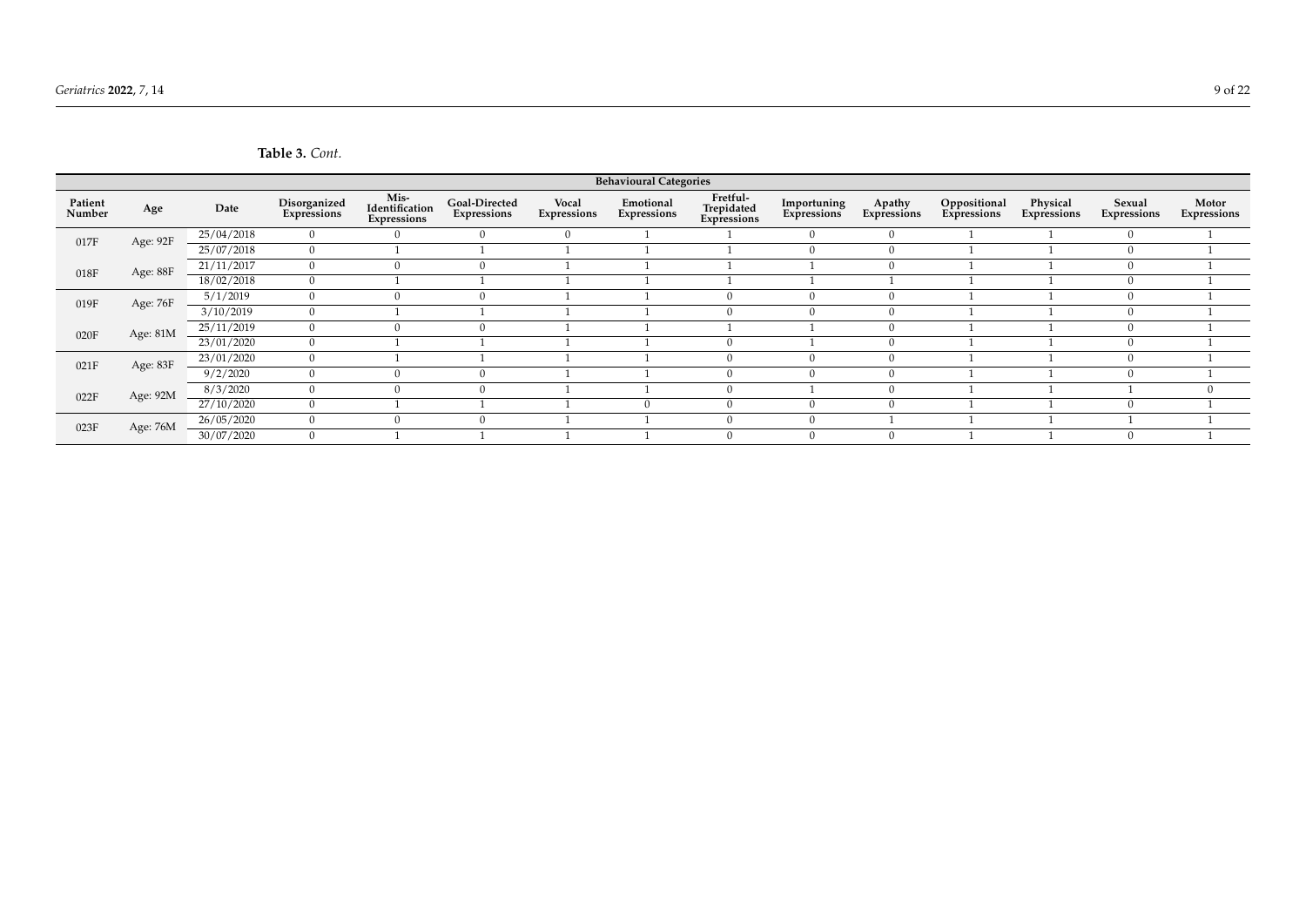**Table 3.** *Cont.*

| Patient Number | Age | Date | Behavioural Categories | | | | | | | | | | | |
|---|---|---|---|---|---|---|---|---|---|---|---|---|---|---|
| | | | Disorganized Expressions | Mis-Identification Expressions | Goal-Directed Expressions | Vocal Expressions | Emotional Expressions | Fretful-Trepidated Expressions | Importuning Expressions | Apathy Expressions | Oppositional Expressions | Physical Expressions | Sexual Expressions | Motor Expressions |
| 017F | Age: 92F | 25/04/2018 | 0 | 0 | 0 | 0 | 1 | 1 | 0 | 0 | 1 | 1 | 0 | 1 |
| | | 25/07/2018 | 0 | 1 | 1 | 1 | 1 | 1 | 0 | 0 | 1 | 1 | 0 | 1 |
| 018F | Age: 88F | 21/11/2017 | 0 | 0 | 0 | 1 | 1 | 1 | 1 | 0 | 1 | 1 | 0 | 1 |
| | | 18/02/2018 | 0 | 1 | 1 | 1 | 1 | 1 | 1 | 1 | 1 | 1 | 0 | 1 |
| 019F | Age: 76F | 5/1/2019 | 0 | 0 | 0 | 1 | 1 | 0 | 0 | 0 | 1 | 1 | 0 | 1 |
| | | 3/10/2019 | 0 | 1 | 1 | 1 | 1 | 0 | 0 | 0 | 1 | 1 | 0 | 1 |
| 020F | Age: 81M | 25/11/2019 | 0 | 0 | 0 | 1 | 1 | 1 | 1 | 0 | 1 | 1 | 0 | 1 |
| | | 23/01/2020 | 0 | 1 | 1 | 1 | 1 | 0 | 1 | 0 | 1 | 1 | 0 | 1 |
| 021F | Age: 83F | 23/01/2020 | 0 | 1 | 1 | 1 | 1 | 0 | 0 | 0 | 1 | 1 | 0 | 1 |
| | | 9/2/2020 | 0 | 0 | 0 | 1 | 1 | 0 | 0 | 0 | 1 | 1 | 0 | 1 |
| 022F | Age: 92M | 8/3/2020 | 0 | 0 | 0 | 1 | 1 | 0 | 1 | 0 | 1 | 1 | 1 | 0 |
| | | 27/10/2020 | 0 | 1 | 1 | 1 | 0 | 0 | 0 | 0 | 1 | 1 | 0 | 1 |
| 023F | Age: 76M | 26/05/2020 | 0 | 0 | 0 | 1 | 1 | 0 | 0 | 1 | 1 | 1 | 1 | 1 |
| | | 30/07/2020 | 0 | 1 | 1 | 1 | 1 | 0 | 0 | 0 | 1 | 1 | 0 | 1 |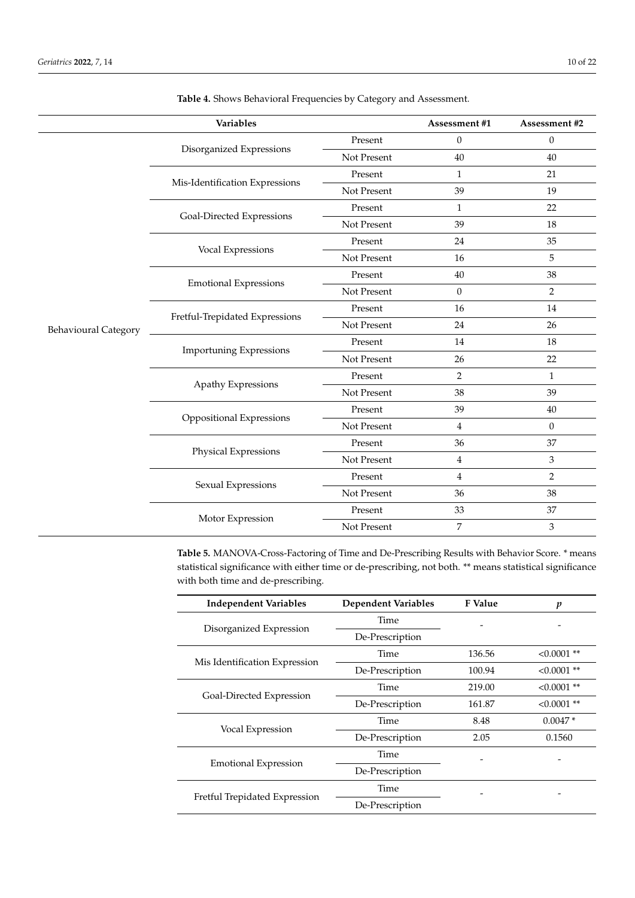**Table 4.** Shows Behavioral Frequencies by Category and Assessment.

| Variables | | | Assessment #1 | Assessment #2 |
|---|---|---|---|---|
| Behavioural Category | Disorganized Expressions | Present | 0 | 0 |
| | | Not Present | 40 | 40 |
| | Mis-Identification Expressions | Present | 1 | 21 |
| | | Not Present | 39 | 19 |
| | Goal-Directed Expressions | Present | 1 | 22 |
| | | Not Present | 39 | 18 |
| | Vocal Expressions | Present | 24 | 35 |
| | | Not Present | 16 | 5 |
| | Emotional Expressions | Present | 40 | 38 |
| | | Not Present | 0 | 2 |
| | Fretful-Trepidated Expressions | Present | 16 | 14 |
| | | Not Present | 24 | 26 |
| | Importuning Expressions | Present | 14 | 18 |
| | | Not Present | 26 | 22 |
| | Apathy Expressions | Present | 2 | 1 |
| | | Not Present | 38 | 39 |
| | Oppositional Expressions | Present | 39 | 40 |
| | | Not Present | 4 | 0 |
| | Physical Expressions | Present | 36 | 37 |
| | | Not Present | 4 | 3 |
| | Sexual Expressions | Present | 4 | 2 |
| | | Not Present | 36 | 38 |
| | Motor Expression | Present | 33 | 37 |
| | | Not Present | 7 | 3 |

**Table 5.** MANOVA-Cross-Factoring of Time and De-Prescribing Results with Behavior Score. * means statistical significance with either time or de-prescribing, not both. ** means statistical significance with both time and de-prescribing.

| Independent Variables | Dependent Variables | F Value | *p* |
|---|---|---|---|
| Disorganized Expression | Time | - | - |
| | De-Prescription | | |
| Mis Identification Expression | Time | 136.56 | <0.0001 ** |
| | De-Prescription | 100.94 | <0.0001 ** |
| Goal-Directed Expression | Time | 219.00 | <0.0001 ** |
| | De-Prescription | 161.87 | <0.0001 ** |
| Vocal Expression | Time | 8.48 | 0.0047 * |
| | De-Prescription | 2.05 | 0.1560 |
| Emotional Expression | Time | - | - |
| | De-Prescription | | |
| Fretful Trepidated Expression | Time | - | - |
| | De-Prescription | | |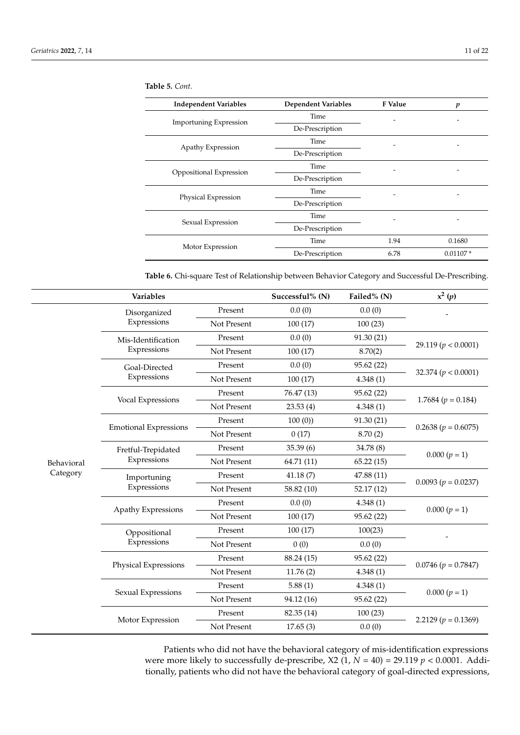**Table 5.** *Cont.*

| Independent Variables | Dependent Variables | F Value | *p* |
|---|---|---|---|
| Importuning Expression | Time | - | - |
| | De-Prescription | | |
| Apathy Expression | Time | - | - |
| | De-Prescription | | |
| Oppositional Expression | Time | - | - |
| | De-Prescription | | |
| Physical Expression | Time | - | - |
| | De-Prescription | | |
| Sexual Expression | Time | - | - |
| | De-Prescription | | |
| Motor Expression | Time | 1.94 | 0.1680 |
| | De-Prescription | 6.78 | 0.01107 * |

**Table 6.** Chi-square Test of Relationship between Behavior Category and Successful De-Prescribing.

| | Variables | | Successful% (N) | Failed% (N) | $x^2$ ($p$) |
|---|---|---|---|---|---|
| Behavioral Category | Disorganized Expressions | Present | 0.0 (0) | 0.0 (0) | - |
| | | Not Present | 100 (17) | 100 (23) | |
| | Mis-Identification Expressions | Present | 0.0 (0) | 91.30 (21) | 29.119 ($p < 0.0001$) |
| | | Not Present | 100 (17) | 8.70(2) | |
| | Goal-Directed Expressions | Present | 0.0 (0) | 95.62 (22) | 32.374 ($p < 0.0001$) |
| | | Not Present | 100 (17) | 4.348 (1) | |
| | Vocal Expressions | Present | 76.47 (13) | 95.62 (22) | 1.7684 ($p = 0.184$) |
| | | Not Present | 23.53 (4) | 4.348 (1) | |
| | Emotional Expressions | Present | 100 (0)) | 91.30 (21) | 0.2638 ($p = 0.6075$) |
| | | Not Present | 0 (17) | 8.70 (2) | |
| | Fretful-Trepidated Expressions | Present | 35.39 (6) | 34.78 (8) | 0.000 ($p = 1$) |
| | | Not Present | 64.71 (11) | 65.22 (15) | |
| | Importuning Expressions | Present | 41.18 (7) | 47.88 (11) | 0.0093 ($p = 0.0237$) |
| | | Not Present | 58.82 (10) | 52.17 (12) | |
| | Apathy Expressions | Present | 0.0 (0) | 4.348 (1) | 0.000 ($p = 1$) |
| | | Not Present | 100 (17) | 95.62 (22) | |
| | Oppositional Expressions | Present | 100 (17) | 100(23) | - |
| | | Not Present | 0 (0) | 0.0 (0) | |
| | Physical Expressions | Present | 88.24 (15) | 95.62 (22) | 0.0746 ($p = 0.7847$) |
| | | Not Present | 11.76 (2) | 4.348 (1) | |
| | Sexual Expressions | Present | 5.88 (1) | 4.348 (1) | 0.000 ($p = 1$) |
| | | Not Present | 94.12 (16) | 95.62 (22) | |
| | Motor Expression | Present | 82.35 (14) | 100 (23) | 2.2129 ($p = 0.1369$) |
| | | Not Present | 17.65 (3) | 0.0 (0) | |

Patients who did not have the behavioral category of mis-identification expressions were more likely to successfully de-prescribe, X2 (1, $N = 40$) = 29.119 $p < 0.0001$. Additionally, patients who did not have the behavioral category of goal-directed expressions,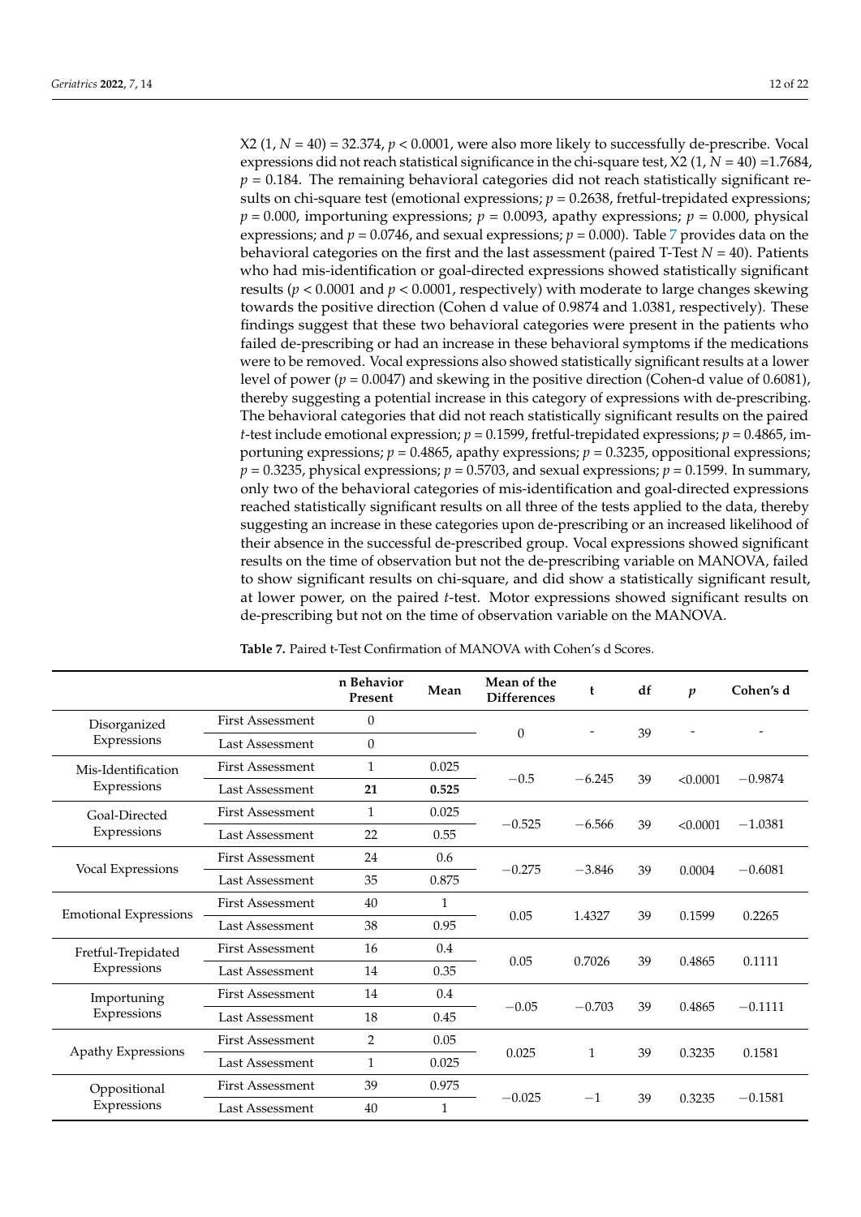X2 (1, $N = 40$) = 32.374, $p < 0.0001$, were also more likely to successfully de-prescribe. Vocal expressions did not reach statistical significance in the chi-square test, X2 (1, $N = 40$) =1.7684, $p = 0.184$. The remaining behavioral categories did not reach statistically significant results on chi-square test (emotional expressions; $p = 0.2638$, fretful-trepidated expressions; $p = 0.000$, importuning expressions; $p = 0.0093$, apathy expressions; $p = 0.000$, physical expressions; and $p = 0.0746$, and sexual expressions; $p = 0.000$). Table 7 provides data on the behavioral categories on the first and the last assessment (paired T-Test $N = 40$). Patients who had mis-identification or goal-directed expressions showed statistically significant results ($p < 0.0001$ and $p < 0.0001$, respectively) with moderate to large changes skewing towards the positive direction (Cohen d value of 0.9874 and 1.0381, respectively). These findings suggest that these two behavioral categories were present in the patients who failed de-prescribing or had an increase in these behavioral symptoms if the medications were to be removed. Vocal expressions also showed statistically significant results at a lower level of power ($p = 0.0047$) and skewing in the positive direction (Cohen-d value of 0.6081), thereby suggesting a potential increase in this category of expressions with de-prescribing. The behavioral categories that did not reach statistically significant results on the paired *t*-test include emotional expression; $p = 0.1599$, fretful-trepidated expressions; $p = 0.4865$, importuning expressions; $p = 0.4865$, apathy expressions; $p = 0.3235$, oppositional expressions; $p = 0.3235$, physical expressions; $p = 0.5703$, and sexual expressions; $p = 0.1599$. In summary, only two of the behavioral categories of mis-identification and goal-directed expressions reached statistically significant results on all three of the tests applied to the data, thereby suggesting an increase in these categories upon de-prescribing or an increased likelihood of their absence in the successful de-prescribed group. Vocal expressions showed significant results on the time of observation but not the de-prescribing variable on MANOVA, failed to show significant results on chi-square, and did show a statistically significant result, at lower power, on the paired *t*-test. Motor expressions showed significant results on de-prescribing but not on the time of observation variable on the MANOVA.

**Table 7.** Paired t-Test Confirmation of MANOVA with Cohen's d Scores.

| | | n Behavior Present | Mean | Mean of the Differences | t | df | *p* | Cohen's d |
|---|---|---|---|---|---|---|---|---|
| Disorganized Expressions | First Assessment | 0 | | 0 | - | 39 | - | - |
| | Last Assessment | 0 | | | | | | |
| Mis-Identification Expressions | First Assessment | 1 | 0.025 | −0.5 | −6.245 | 39 | <0.0001 | −0.9874 |
| | Last Assessment | **21** | **0.525** | | | | | |
| Goal-Directed Expressions | First Assessment | 1 | 0.025 | −0.525 | −6.566 | 39 | <0.0001 | −1.0381 |
| | Last Assessment | 22 | 0.55 | | | | | |
| Vocal Expressions | First Assessment | 24 | 0.6 | −0.275 | −3.846 | 39 | 0.0004 | −0.6081 |
| | Last Assessment | 35 | 0.875 | | | | | |
| Emotional Expressions | First Assessment | 40 | 1 | 0.05 | 1.4327 | 39 | 0.1599 | 0.2265 |
| | Last Assessment | 38 | 0.95 | | | | | |
| Fretful-Trepidated Expressions | First Assessment | 16 | 0.4 | 0.05 | 0.7026 | 39 | 0.4865 | 0.1111 |
| | Last Assessment | 14 | 0.35 | | | | | |
| Importuning Expressions | First Assessment | 14 | 0.4 | −0.05 | −0.703 | 39 | 0.4865 | −0.1111 |
| | Last Assessment | 18 | 0.45 | | | | | |
| Apathy Expressions | First Assessment | 2 | 0.05 | 0.025 | 1 | 39 | 0.3235 | 0.1581 |
| | Last Assessment | 1 | 0.025 | | | | | |
| Oppositional Expressions | First Assessment | 39 | 0.975 | −0.025 | −1 | 39 | 0.3235 | −0.1581 |
| | Last Assessment | 40 | 1 | | | | | |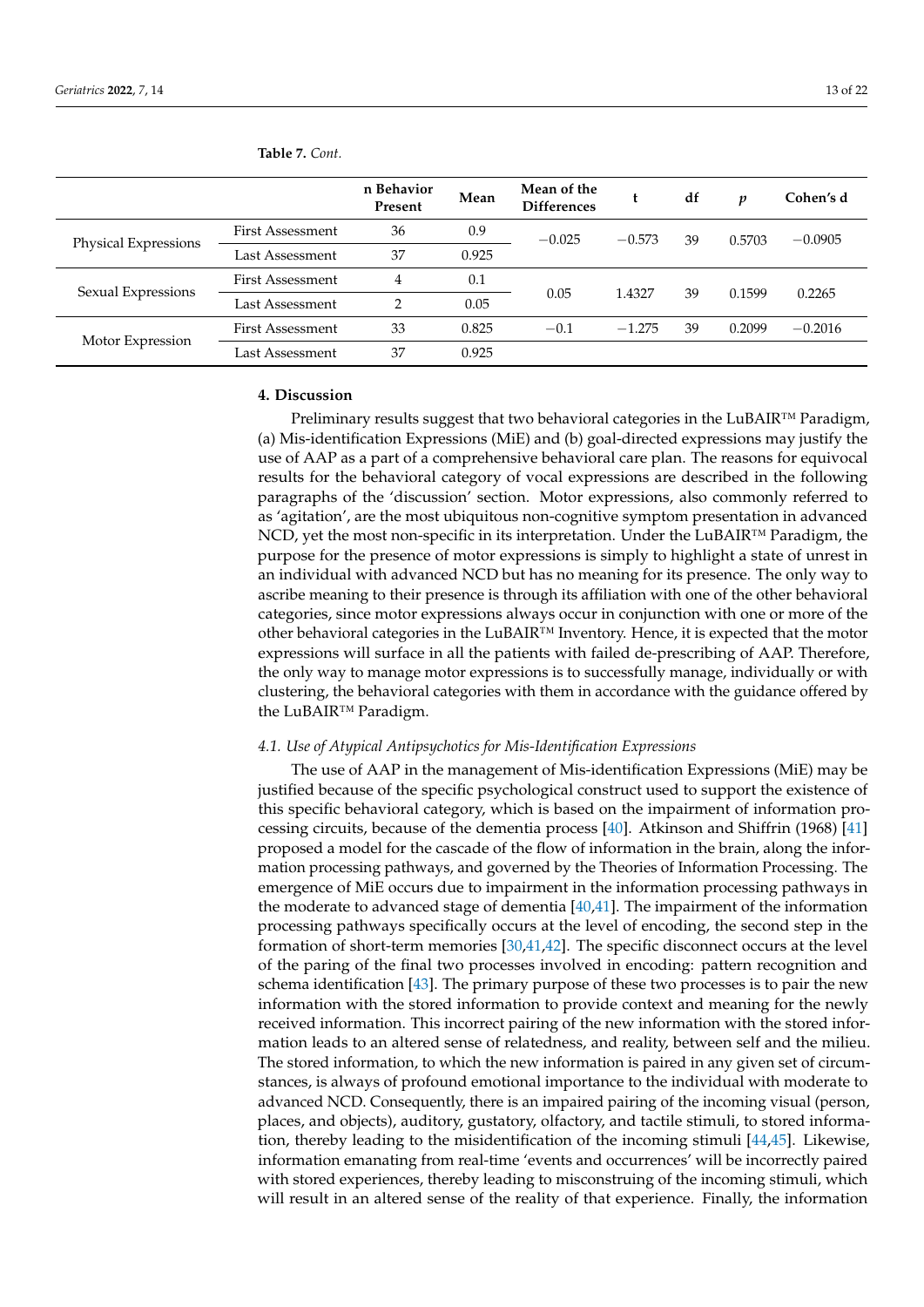**Table 7.** *Cont.*

| | | n Behavior Present | Mean | Mean of the Differences | t | df | *p* | Cohen's d |
|---|---|---|---|---|---|---|---|---|
| Physical Expressions | First Assessment | 36 | 0.9 | −0.025 | −0.573 | 39 | 0.5703 | −0.0905 |
| | Last Assessment | 37 | 0.925 | | | | | |
| Sexual Expressions | First Assessment | 4 | 0.1 | 0.05 | 1.4327 | 39 | 0.1599 | 0.2265 |
| | Last Assessment | 2 | 0.05 | | | | | |
| Motor Expression | First Assessment | 33 | 0.825 | −0.1 | −1.275 | 39 | 0.2099 | −0.2016 |
| | Last Assessment | 37 | 0.925 | | | | | |

## 4. Discussion

Preliminary results suggest that two behavioral categories in the LuBAIR™ Paradigm, (a) Mis-identification Expressions (MiE) and (b) goal-directed expressions may justify the use of AAP as a part of a comprehensive behavioral care plan. The reasons for equivocal results for the behavioral category of vocal expressions are described in the following paragraphs of the 'discussion' section. Motor expressions, also commonly referred to as 'agitation', are the most ubiquitous non-cognitive symptom presentation in advanced NCD, yet the most non-specific in its interpretation. Under the LuBAIR™ Paradigm, the purpose for the presence of motor expressions is simply to highlight a state of unrest in an individual with advanced NCD but has no meaning for its presence. The only way to ascribe meaning to their presence is through its affiliation with one of the other behavioral categories, since motor expressions always occur in conjunction with one or more of the other behavioral categories in the LuBAIR™ Inventory. Hence, it is expected that the motor expressions will surface in all the patients with failed de-prescribing of AAP. Therefore, the only way to manage motor expressions is to successfully manage, individually or with clustering, the behavioral categories with them in accordance with the guidance offered by the LuBAIR™ Paradigm.

### *4.1. Use of Atypical Antipsychotics for Mis-Identification Expressions*

The use of AAP in the management of Mis-identification Expressions (MiE) may be justified because of the specific psychological construct used to support the existence of this specific behavioral category, which is based on the impairment of information processing circuits, because of the dementia process [40]. Atkinson and Shiffrin (1968) [41] proposed a model for the cascade of the flow of information in the brain, along the information processing pathways, and governed by the Theories of Information Processing. The emergence of MiE occurs due to impairment in the information processing pathways in the moderate to advanced stage of dementia [40,41]. The impairment of the information processing pathways specifically occurs at the level of encoding, the second step in the formation of short-term memories [30,41,42]. The specific disconnect occurs at the level of the paring of the final two processes involved in encoding: pattern recognition and schema identification [43]. The primary purpose of these two processes is to pair the new information with the stored information to provide context and meaning for the newly received information. This incorrect pairing of the new information with the stored information leads to an altered sense of relatedness, and reality, between self and the milieu. The stored information, to which the new information is paired in any given set of circumstances, is always of profound emotional importance to the individual with moderate to advanced NCD. Consequently, there is an impaired pairing of the incoming visual (person, places, and objects), auditory, gustatory, olfactory, and tactile stimuli, to stored information, thereby leading to the misidentification of the incoming stimuli [44,45]. Likewise, information emanating from real-time 'events and occurrences' will be incorrectly paired with stored experiences, thereby leading to misconstruing of the incoming stimuli, which will result in an altered sense of the reality of that experience. Finally, the information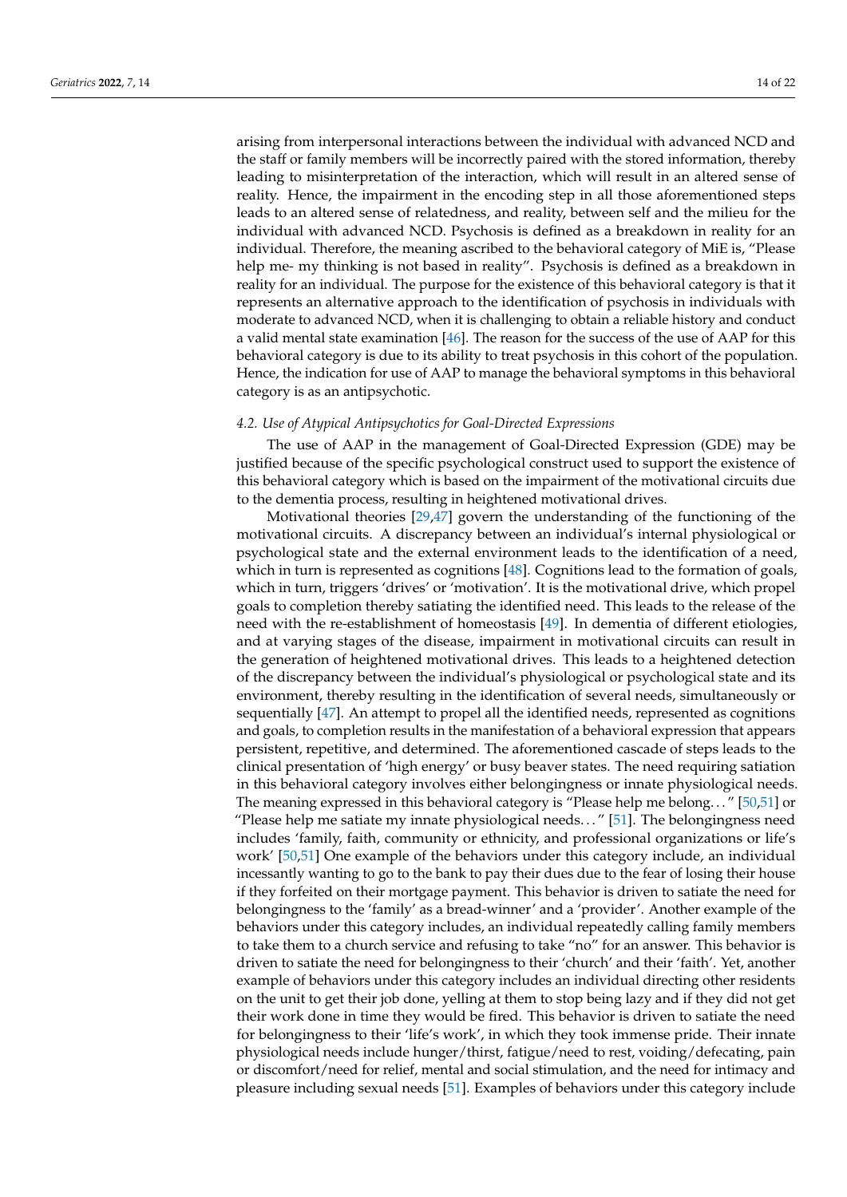arising from interpersonal interactions between the individual with advanced NCD and the staff or family members will be incorrectly paired with the stored information, thereby leading to misinterpretation of the interaction, which will result in an altered sense of reality. Hence, the impairment in the encoding step in all those aforementioned steps leads to an altered sense of relatedness, and reality, between self and the milieu for the individual with advanced NCD. Psychosis is defined as a breakdown in reality for an individual. Therefore, the meaning ascribed to the behavioral category of MiE is, "Please help me- my thinking is not based in reality". Psychosis is defined as a breakdown in reality for an individual. The purpose for the existence of this behavioral category is that it represents an alternative approach to the identification of psychosis in individuals with moderate to advanced NCD, when it is challenging to obtain a reliable history and conduct a valid mental state examination [46]. The reason for the success of the use of AAP for this behavioral category is due to its ability to treat psychosis in this cohort of the population. Hence, the indication for use of AAP to manage the behavioral symptoms in this behavioral category is as an antipsychotic.

### 4.2. Use of Atypical Antipsychotics for Goal-Directed Expressions

The use of AAP in the management of Goal-Directed Expression (GDE) may be justified because of the specific psychological construct used to support the existence of this behavioral category which is based on the impairment of the motivational circuits due to the dementia process, resulting in heightened motivational drives.

Motivational theories [29,47] govern the understanding of the functioning of the motivational circuits. A discrepancy between an individual's internal physiological or psychological state and the external environment leads to the identification of a need, which in turn is represented as cognitions [48]. Cognitions lead to the formation of goals, which in turn, triggers 'drives' or 'motivation'. It is the motivational drive, which propel goals to completion thereby satiating the identified need. This leads to the release of the need with the re-establishment of homeostasis [49]. In dementia of different etiologies, and at varying stages of the disease, impairment in motivational circuits can result in the generation of heightened motivational drives. This leads to a heightened detection of the discrepancy between the individual's physiological or psychological state and its environment, thereby resulting in the identification of several needs, simultaneously or sequentially [47]. An attempt to propel all the identified needs, represented as cognitions and goals, to completion results in the manifestation of a behavioral expression that appears persistent, repetitive, and determined. The aforementioned cascade of steps leads to the clinical presentation of 'high energy' or busy beaver states. The need requiring satiation in this behavioral category involves either belongingness or innate physiological needs. The meaning expressed in this behavioral category is "Please help me belong. . . " [50,51] or "Please help me satiate my innate physiological needs. . . " [51]. The belongingness need includes 'family, faith, community or ethnicity, and professional organizations or life's work' [50,51] One example of the behaviors under this category include, an individual incessantly wanting to go to the bank to pay their dues due to the fear of losing their house if they forfeited on their mortgage payment. This behavior is driven to satiate the need for belongingness to the 'family' as a bread-winner' and a 'provider'. Another example of the behaviors under this category includes, an individual repeatedly calling family members to take them to a church service and refusing to take "no" for an answer. This behavior is driven to satiate the need for belongingness to their 'church' and their 'faith'. Yet, another example of behaviors under this category includes an individual directing other residents on the unit to get their job done, yelling at them to stop being lazy and if they did not get their work done in time they would be fired. This behavior is driven to satiate the need for belongingness to their 'life's work', in which they took immense pride. Their innate physiological needs include hunger/thirst, fatigue/need to rest, voiding/defecating, pain or discomfort/need for relief, mental and social stimulation, and the need for intimacy and pleasure including sexual needs [51]. Examples of behaviors under this category include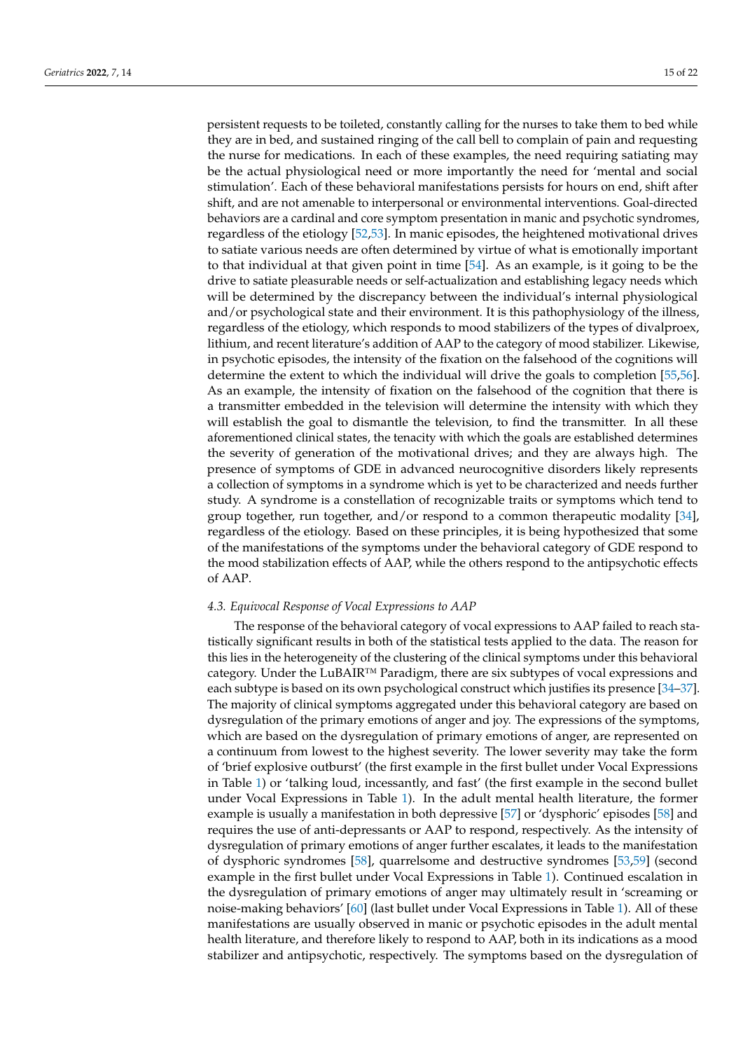persistent requests to be toileted, constantly calling for the nurses to take them to bed while they are in bed, and sustained ringing of the call bell to complain of pain and requesting the nurse for medications. In each of these examples, the need requiring satiating may be the actual physiological need or more importantly the need for 'mental and social stimulation'. Each of these behavioral manifestations persists for hours on end, shift after shift, and are not amenable to interpersonal or environmental interventions. Goal-directed behaviors are a cardinal and core symptom presentation in manic and psychotic syndromes, regardless of the etiology [52,53]. In manic episodes, the heightened motivational drives to satiate various needs are often determined by virtue of what is emotionally important to that individual at that given point in time [54]. As an example, is it going to be the drive to satiate pleasurable needs or self-actualization and establishing legacy needs which will be determined by the discrepancy between the individual's internal physiological and/or psychological state and their environment. It is this pathophysiology of the illness, regardless of the etiology, which responds to mood stabilizers of the types of divalproex, lithium, and recent literature's addition of AAP to the category of mood stabilizer. Likewise, in psychotic episodes, the intensity of the fixation on the falsehood of the cognitions will determine the extent to which the individual will drive the goals to completion [55,56]. As an example, the intensity of fixation on the falsehood of the cognition that there is a transmitter embedded in the television will determine the intensity with which they will establish the goal to dismantle the television, to find the transmitter. In all these aforementioned clinical states, the tenacity with which the goals are established determines the severity of generation of the motivational drives; and they are always high. The presence of symptoms of GDE in advanced neurocognitive disorders likely represents a collection of symptoms in a syndrome which is yet to be characterized and needs further study. A syndrome is a constellation of recognizable traits or symptoms which tend to group together, run together, and/or respond to a common therapeutic modality [34], regardless of the etiology. Based on these principles, it is being hypothesized that some of the manifestations of the symptoms under the behavioral category of GDE respond to the mood stabilization effects of AAP, while the others respond to the antipsychotic effects of AAP.

### 4.3. Equivocal Response of Vocal Expressions to AAP

The response of the behavioral category of vocal expressions to AAP failed to reach statistically significant results in both of the statistical tests applied to the data. The reason for this lies in the heterogeneity of the clustering of the clinical symptoms under this behavioral category. Under the LuBAIR™ Paradigm, there are six subtypes of vocal expressions and each subtype is based on its own psychological construct which justifies its presence [34–37]. The majority of clinical symptoms aggregated under this behavioral category are based on dysregulation of the primary emotions of anger and joy. The expressions of the symptoms, which are based on the dysregulation of primary emotions of anger, are represented on a continuum from lowest to the highest severity. The lower severity may take the form of 'brief explosive outburst' (the first example in the first bullet under Vocal Expressions in Table 1) or 'talking loud, incessantly, and fast' (the first example in the second bullet under Vocal Expressions in Table 1). In the adult mental health literature, the former example is usually a manifestation in both depressive [57] or 'dysphoric' episodes [58] and requires the use of anti-depressants or AAP to respond, respectively. As the intensity of dysregulation of primary emotions of anger further escalates, it leads to the manifestation of dysphoric syndromes [58], quarrelsome and destructive syndromes [53,59] (second example in the first bullet under Vocal Expressions in Table 1). Continued escalation in the dysregulation of primary emotions of anger may ultimately result in 'screaming or noise-making behaviors' [60] (last bullet under Vocal Expressions in Table 1). All of these manifestations are usually observed in manic or psychotic episodes in the adult mental health literature, and therefore likely to respond to AAP, both in its indications as a mood stabilizer and antipsychotic, respectively. The symptoms based on the dysregulation of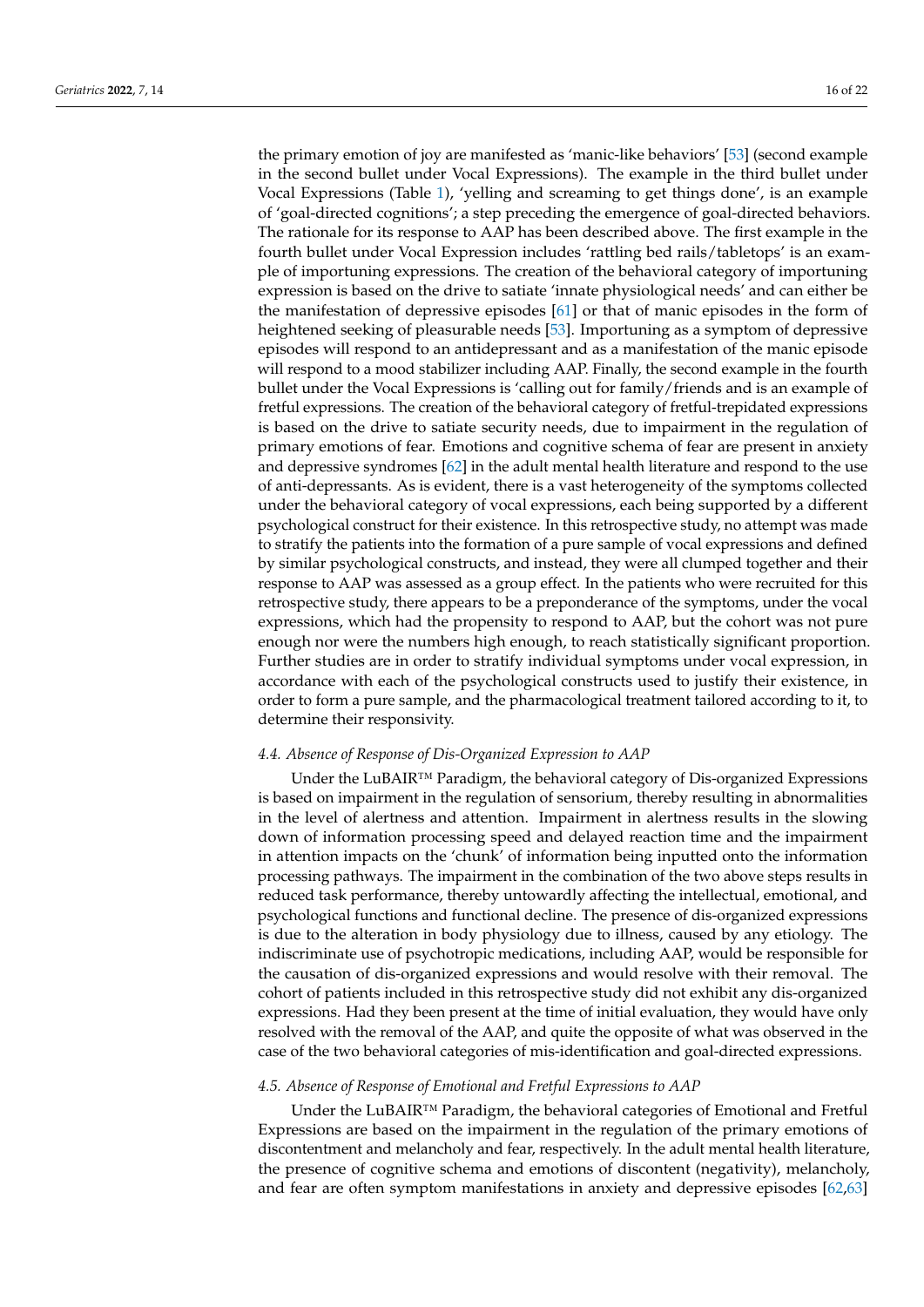the primary emotion of joy are manifested as 'manic-like behaviors' [53] (second example in the second bullet under Vocal Expressions). The example in the third bullet under Vocal Expressions (Table 1), 'yelling and screaming to get things done', is an example of 'goal-directed cognitions'; a step preceding the emergence of goal-directed behaviors. The rationale for its response to AAP has been described above. The first example in the fourth bullet under Vocal Expression includes 'rattling bed rails/tabletops' is an example of importuning expressions. The creation of the behavioral category of importuning expression is based on the drive to satiate 'innate physiological needs' and can either be the manifestation of depressive episodes [61] or that of manic episodes in the form of heightened seeking of pleasurable needs [53]. Importuning as a symptom of depressive episodes will respond to an antidepressant and as a manifestation of the manic episode will respond to a mood stabilizer including AAP. Finally, the second example in the fourth bullet under the Vocal Expressions is 'calling out for family/friends and is an example of fretful expressions. The creation of the behavioral category of fretful-trepidated expressions is based on the drive to satiate security needs, due to impairment in the regulation of primary emotions of fear. Emotions and cognitive schema of fear are present in anxiety and depressive syndromes [62] in the adult mental health literature and respond to the use of anti-depressants. As is evident, there is a vast heterogeneity of the symptoms collected under the behavioral category of vocal expressions, each being supported by a different psychological construct for their existence. In this retrospective study, no attempt was made to stratify the patients into the formation of a pure sample of vocal expressions and defined by similar psychological constructs, and instead, they were all clumped together and their response to AAP was assessed as a group effect. In the patients who were recruited for this retrospective study, there appears to be a preponderance of the symptoms, under the vocal expressions, which had the propensity to respond to AAP, but the cohort was not pure enough nor were the numbers high enough, to reach statistically significant proportion. Further studies are in order to stratify individual symptoms under vocal expression, in accordance with each of the psychological constructs used to justify their existence, in order to form a pure sample, and the pharmacological treatment tailored according to it, to determine their responsivity.

### *4.4. Absence of Response of Dis-Organized Expression to AAP*

Under the LuBAIR™ Paradigm, the behavioral category of Dis-organized Expressions is based on impairment in the regulation of sensorium, thereby resulting in abnormalities in the level of alertness and attention. Impairment in alertness results in the slowing down of information processing speed and delayed reaction time and the impairment in attention impacts on the 'chunk' of information being inputted onto the information processing pathways. The impairment in the combination of the two above steps results in reduced task performance, thereby untowardly affecting the intellectual, emotional, and psychological functions and functional decline. The presence of dis-organized expressions is due to the alteration in body physiology due to illness, caused by any etiology. The indiscriminate use of psychotropic medications, including AAP, would be responsible for the causation of dis-organized expressions and would resolve with their removal. The cohort of patients included in this retrospective study did not exhibit any dis-organized expressions. Had they been present at the time of initial evaluation, they would have only resolved with the removal of the AAP, and quite the opposite of what was observed in the case of the two behavioral categories of mis-identification and goal-directed expressions.

### *4.5. Absence of Response of Emotional and Fretful Expressions to AAP*

Under the LuBAIR™ Paradigm, the behavioral categories of Emotional and Fretful Expressions are based on the impairment in the regulation of the primary emotions of discontentment and melancholy and fear, respectively. In the adult mental health literature, the presence of cognitive schema and emotions of discontent (negativity), melancholy, and fear are often symptom manifestations in anxiety and depressive episodes [62,63]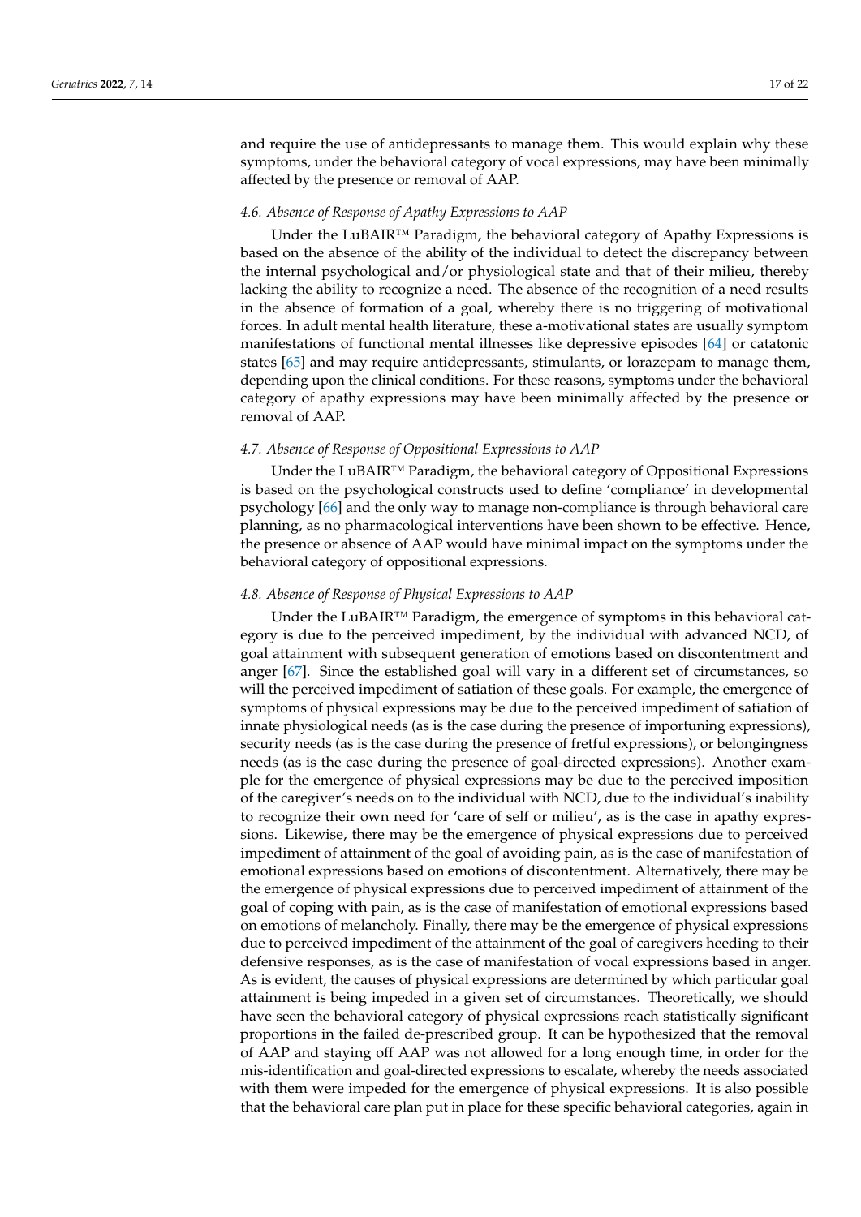and require the use of antidepressants to manage them. This would explain why these symptoms, under the behavioral category of vocal expressions, may have been minimally affected by the presence or removal of AAP.

### *4.6. Absence of Response of Apathy Expressions to AAP*

Under the LuBAIR™ Paradigm, the behavioral category of Apathy Expressions is based on the absence of the ability of the individual to detect the discrepancy between the internal psychological and/or physiological state and that of their milieu, thereby lacking the ability to recognize a need. The absence of the recognition of a need results in the absence of formation of a goal, whereby there is no triggering of motivational forces. In adult mental health literature, these a-motivational states are usually symptom manifestations of functional mental illnesses like depressive episodes [64] or catatonic states [65] and may require antidepressants, stimulants, or lorazepam to manage them, depending upon the clinical conditions. For these reasons, symptoms under the behavioral category of apathy expressions may have been minimally affected by the presence or removal of AAP.

### *4.7. Absence of Response of Oppositional Expressions to AAP*

Under the LuBAIR™ Paradigm, the behavioral category of Oppositional Expressions is based on the psychological constructs used to define 'compliance' in developmental psychology [66] and the only way to manage non-compliance is through behavioral care planning, as no pharmacological interventions have been shown to be effective. Hence, the presence or absence of AAP would have minimal impact on the symptoms under the behavioral category of oppositional expressions.

### *4.8. Absence of Response of Physical Expressions to AAP*

Under the LuBAIR™ Paradigm, the emergence of symptoms in this behavioral category is due to the perceived impediment, by the individual with advanced NCD, of goal attainment with subsequent generation of emotions based on discontentment and anger [67]. Since the established goal will vary in a different set of circumstances, so will the perceived impediment of satiation of these goals. For example, the emergence of symptoms of physical expressions may be due to the perceived impediment of satiation of innate physiological needs (as is the case during the presence of importuning expressions), security needs (as is the case during the presence of fretful expressions), or belongingness needs (as is the case during the presence of goal-directed expressions). Another example for the emergence of physical expressions may be due to the perceived imposition of the caregiver's needs on to the individual with NCD, due to the individual's inability to recognize their own need for 'care of self or milieu', as is the case in apathy expressions. Likewise, there may be the emergence of physical expressions due to perceived impediment of attainment of the goal of avoiding pain, as is the case of manifestation of emotional expressions based on emotions of discontentment. Alternatively, there may be the emergence of physical expressions due to perceived impediment of attainment of the goal of coping with pain, as is the case of manifestation of emotional expressions based on emotions of melancholy. Finally, there may be the emergence of physical expressions due to perceived impediment of the attainment of the goal of caregivers heeding to their defensive responses, as is the case of manifestation of vocal expressions based in anger. As is evident, the causes of physical expressions are determined by which particular goal attainment is being impeded in a given set of circumstances. Theoretically, we should have seen the behavioral category of physical expressions reach statistically significant proportions in the failed de-prescribed group. It can be hypothesized that the removal of AAP and staying off AAP was not allowed for a long enough time, in order for the mis-identification and goal-directed expressions to escalate, whereby the needs associated with them were impeded for the emergence of physical expressions. It is also possible that the behavioral care plan put in place for these specific behavioral categories, again in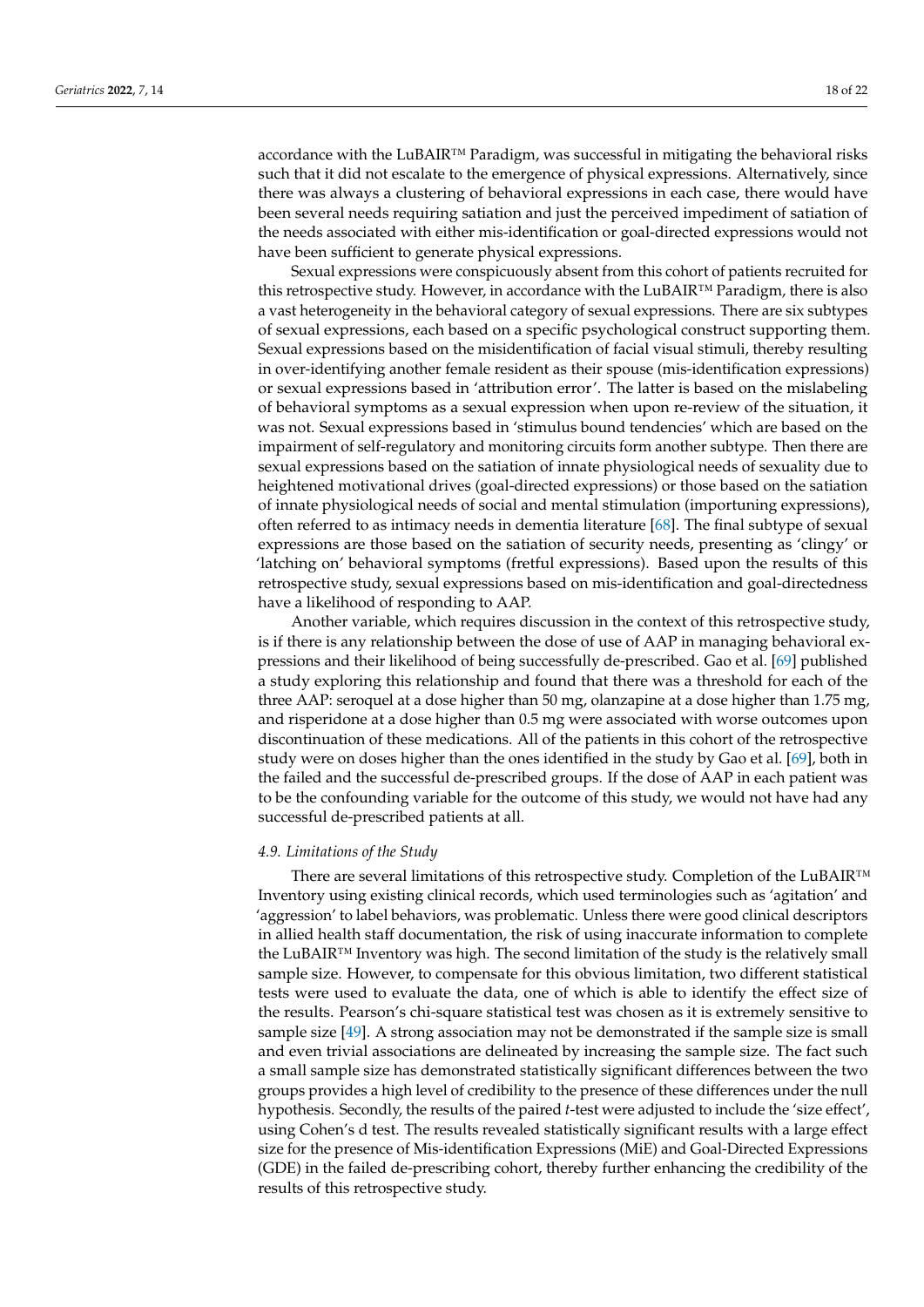accordance with the LuBAIR™ Paradigm, was successful in mitigating the behavioral risks such that it did not escalate to the emergence of physical expressions. Alternatively, since there was always a clustering of behavioral expressions in each case, there would have been several needs requiring satiation and just the perceived impediment of satiation of the needs associated with either mis-identification or goal-directed expressions would not have been sufficient to generate physical expressions.

Sexual expressions were conspicuously absent from this cohort of patients recruited for this retrospective study. However, in accordance with the LuBAIR™ Paradigm, there is also a vast heterogeneity in the behavioral category of sexual expressions. There are six subtypes of sexual expressions, each based on a specific psychological construct supporting them. Sexual expressions based on the misidentification of facial visual stimuli, thereby resulting in over-identifying another female resident as their spouse (mis-identification expressions) or sexual expressions based in 'attribution error'. The latter is based on the mislabeling of behavioral symptoms as a sexual expression when upon re-review of the situation, it was not. Sexual expressions based in 'stimulus bound tendencies' which are based on the impairment of self-regulatory and monitoring circuits form another subtype. Then there are sexual expressions based on the satiation of innate physiological needs of sexuality due to heightened motivational drives (goal-directed expressions) or those based on the satiation of innate physiological needs of social and mental stimulation (importuning expressions), often referred to as intimacy needs in dementia literature [68]. The final subtype of sexual expressions are those based on the satiation of security needs, presenting as 'clingy' or 'latching on' behavioral symptoms (fretful expressions). Based upon the results of this retrospective study, sexual expressions based on mis-identification and goal-directedness have a likelihood of responding to AAP.

Another variable, which requires discussion in the context of this retrospective study, is if there is any relationship between the dose of use of AAP in managing behavioral expressions and their likelihood of being successfully de-prescribed. Gao et al. [69] published a study exploring this relationship and found that there was a threshold for each of the three AAP: seroquel at a dose higher than 50 mg, olanzapine at a dose higher than 1.75 mg, and risperidone at a dose higher than 0.5 mg were associated with worse outcomes upon discontinuation of these medications. All of the patients in this cohort of the retrospective study were on doses higher than the ones identified in the study by Gao et al. [69], both in the failed and the successful de-prescribed groups. If the dose of AAP in each patient was to be the confounding variable for the outcome of this study, we would not have had any successful de-prescribed patients at all.

### *4.9. Limitations of the Study*

There are several limitations of this retrospective study. Completion of the LuBAIR™ Inventory using existing clinical records, which used terminologies such as 'agitation' and 'aggression' to label behaviors, was problematic. Unless there were good clinical descriptors in allied health staff documentation, the risk of using inaccurate information to complete the LuBAIR™ Inventory was high. The second limitation of the study is the relatively small sample size. However, to compensate for this obvious limitation, two different statistical tests were used to evaluate the data, one of which is able to identify the effect size of the results. Pearson's chi-square statistical test was chosen as it is extremely sensitive to sample size [49]. A strong association may not be demonstrated if the sample size is small and even trivial associations are delineated by increasing the sample size. The fact such a small sample size has demonstrated statistically significant differences between the two groups provides a high level of credibility to the presence of these differences under the null hypothesis. Secondly, the results of the paired *t*-test were adjusted to include the 'size effect', using Cohen's d test. The results revealed statistically significant results with a large effect size for the presence of Mis-identification Expressions (MiE) and Goal-Directed Expressions (GDE) in the failed de-prescribing cohort, thereby further enhancing the credibility of the results of this retrospective study.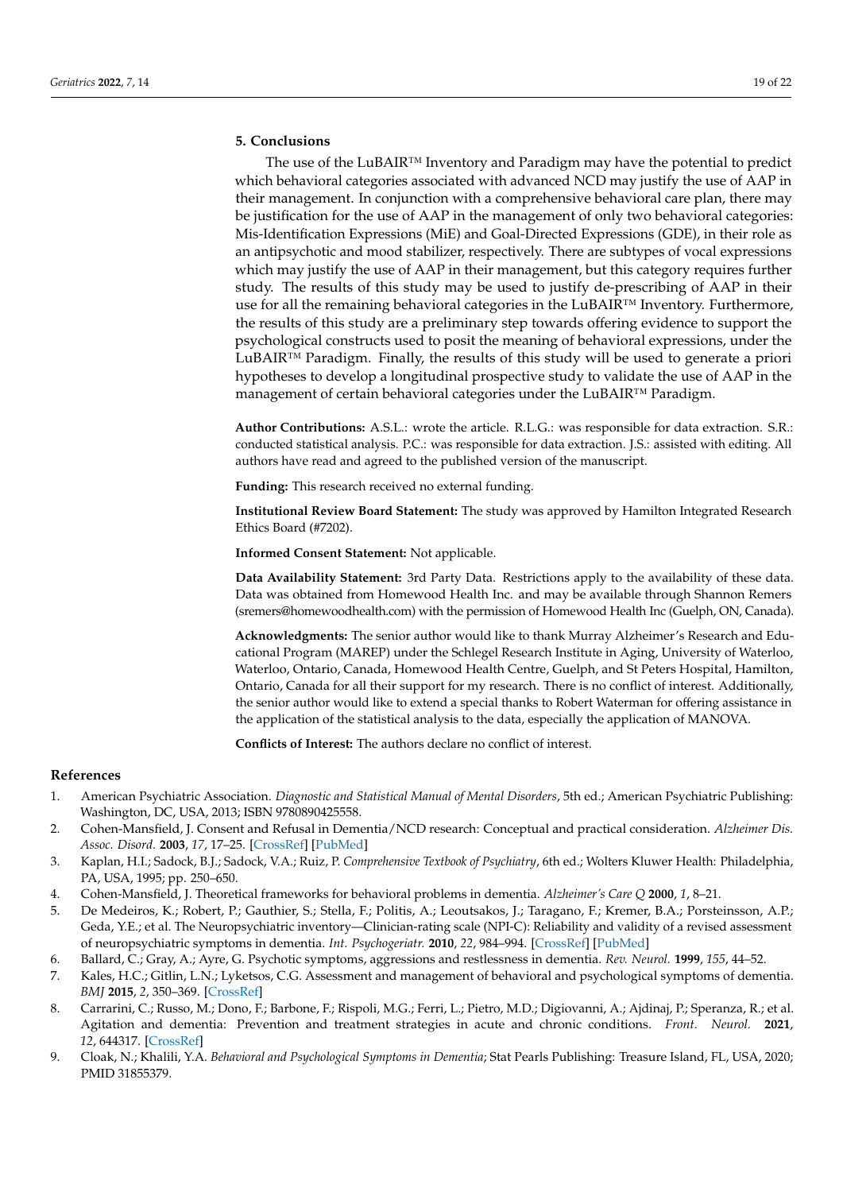## 5. Conclusions

The use of the LuBAIR™ Inventory and Paradigm may have the potential to predict which behavioral categories associated with advanced NCD may justify the use of AAP in their management. In conjunction with a comprehensive behavioral care plan, there may be justification for the use of AAP in the management of only two behavioral categories: Mis-Identification Expressions (MiE) and Goal-Directed Expressions (GDE), in their role as an antipsychotic and mood stabilizer, respectively. There are subtypes of vocal expressions which may justify the use of AAP in their management, but this category requires further study. The results of this study may be used to justify de-prescribing of AAP in their use for all the remaining behavioral categories in the LuBAIR™ Inventory. Furthermore, the results of this study are a preliminary step towards offering evidence to support the psychological constructs used to posit the meaning of behavioral expressions, under the LuBAIR™ Paradigm. Finally, the results of this study will be used to generate a priori hypotheses to develop a longitudinal prospective study to validate the use of AAP in the management of certain behavioral categories under the LuBAIR™ Paradigm.

**Author Contributions:** A.S.L.: wrote the article. R.L.G.: was responsible for data extraction. S.R.: conducted statistical analysis. P.C.: was responsible for data extraction. J.S.: assisted with editing. All authors have read and agreed to the published version of the manuscript.

**Funding:** This research received no external funding.

**Institutional Review Board Statement:** The study was approved by Hamilton Integrated Research Ethics Board (#7202).

**Informed Consent Statement:** Not applicable.

**Data Availability Statement:** 3rd Party Data. Restrictions apply to the availability of these data. Data was obtained from Homewood Health Inc. and may be available through Shannon Remers (sremers@homewoodhealth.com) with the permission of Homewood Health Inc (Guelph, ON, Canada).

**Acknowledgments:** The senior author would like to thank Murray Alzheimer's Research and Educational Program (MAREP) under the Schlegel Research Institute in Aging, University of Waterloo, Waterloo, Ontario, Canada, Homewood Health Centre, Guelph, and St Peters Hospital, Hamilton, Ontario, Canada for all their support for my research. There is no conflict of interest. Additionally, the senior author would like to extend a special thanks to Robert Waterman for offering assistance in the application of the statistical analysis to the data, especially the application of MANOVA.

**Conflicts of Interest:** The authors declare no conflict of interest.

## References

1. American Psychiatric Association. *Diagnostic and Statistical Manual of Mental Disorders*, 5th ed.; American Psychiatric Publishing: Washington, DC, USA, 2013; ISBN 9780890425558.
2. Cohen-Mansfield, J. Consent and Refusal in Dementia/NCD research: Conceptual and practical consideration. *Alzheimer Dis. Assoc. Disord.* **2003**, *17*, 17–25. [CrossRef] [PubMed]
3. Kaplan, H.I.; Sadock, B.J.; Sadock, V.A.; Ruiz, P. *Comprehensive Textbook of Psychiatry*, 6th ed.; Wolters Kluwer Health: Philadelphia, PA, USA, 1995; pp. 250–650.
4. Cohen-Mansfield, J. Theoretical frameworks for behavioral problems in dementia. *Alzheimer's Care Q* **2000**, *1*, 8–21.
5. De Medeiros, K.; Robert, P.; Gauthier, S.; Stella, F.; Politis, A.; Leoutsakos, J.; Taragano, F.; Kremer, B.A.; Porsteinsson, A.P.; Geda, Y.E.; et al. The Neuropsychiatric inventory—Clinician-rating scale (NPI-C): Reliability and validity of a revised assessment of neuropsychiatric symptoms in dementia. *Int. Psychogeriatr.* **2010**, *22*, 984–994. [CrossRef] [PubMed]
6. Ballard, C.; Gray, A.; Ayre, G. Psychotic symptoms, aggressions and restlessness in dementia. *Rev. Neurol.* **1999**, *155*, 44–52.
7. Kales, H.C.; Gitlin, L.N.; Lyketsos, C.G. Assessment and management of behavioral and psychological symptoms of dementia. *BMJ* **2015**, *2*, 350–369. [CrossRef]
8. Carrarini, C.; Russo, M.; Dono, F.; Barbone, F.; Rispoli, M.G.; Ferri, L.; Pietro, M.D.; Digiovanni, A.; Ajdinaj, P.; Speranza, R.; et al. Agitation and dementia: Prevention and treatment strategies in acute and chronic conditions. *Front. Neurol.* **2021**, *12*, 644317. [CrossRef]
9. Cloak, N.; Khalili, Y.A. *Behavioral and Psychological Symptoms in Dementia*; Stat Pearls Publishing: Treasure Island, FL, USA, 2020; PMID 31855379.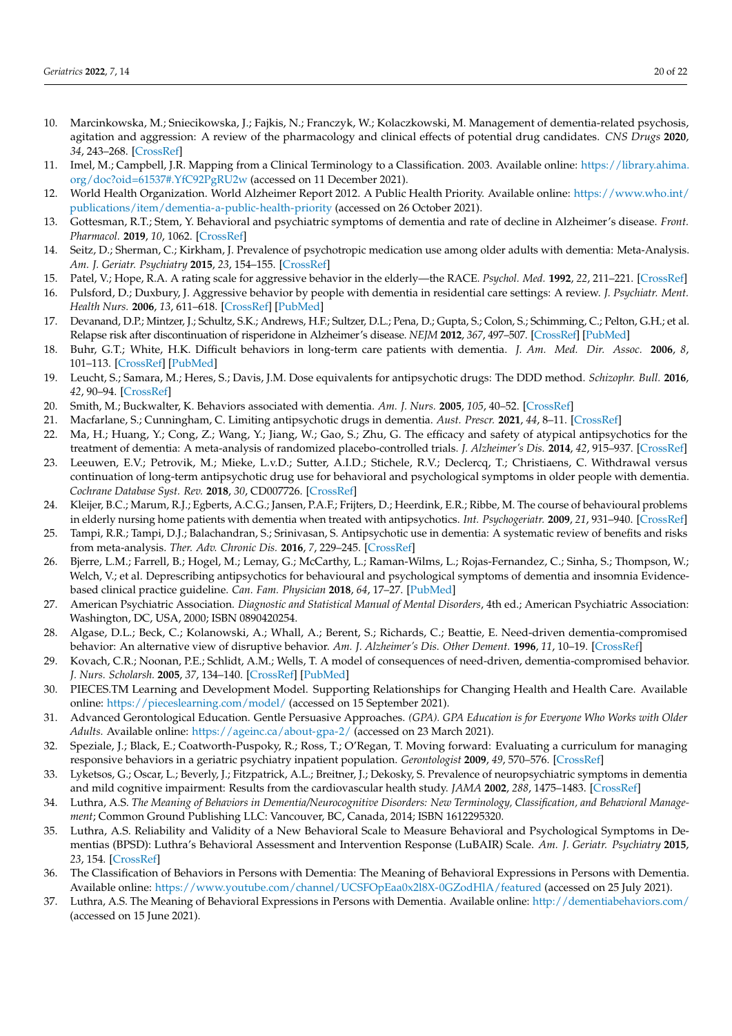10. Marcinkowska, M.; Sniecikowska, J.; Fajkis, N.; Franczyk, W.; Kolaczkowski, M. Management of dementia-related psychosis, agitation and aggression: A review of the pharmacology and clinical effects of potential drug candidates. *CNS Drugs* **2020**, *34*, 243–268. [CrossRef]
11. Imel, M.; Campbell, J.R. Mapping from a Clinical Terminology to a Classification. 2003. Available online: https://library.ahima.org/doc?oid=61537#.YfC92PgRU2w (accessed on 11 December 2021).
12. World Health Organization. World Alzheimer Report 2012. A Public Health Priority. Available online: https://www.who.int/publications/item/dementia-a-public-health-priority (accessed on 26 October 2021).
13. Gottesman, R.T.; Stem, Y. Behavioral and psychiatric symptoms of dementia and rate of decline in Alzheimer's disease. *Front. Pharmacol.* **2019**, *10*, 1062. [CrossRef]
14. Seitz, D.; Sherman, C.; Kirkham, J. Prevalence of psychotropic medication use among older adults with dementia: Meta-Analysis. *Am. J. Geriatr. Psychiatry* **2015**, *23*, 154–155. [CrossRef]
15. Patel, V.; Hope, R.A. A rating scale for aggressive behavior in the elderly—the RACE. *Psychol. Med.* **1992**, *22*, 211–221. [CrossRef]
16. Pulsford, D.; Duxbury, J. Aggressive behavior by people with dementia in residential care settings: A review. *J. Psychiatr. Ment. Health Nurs.* **2006**, *13*, 611–618. [CrossRef] [PubMed]
17. Devanand, D.P.; Mintzer, J.; Schultz, S.K.; Andrews, H.F.; Sultzer, D.L.; Pena, D.; Gupta, S.; Colon, S.; Schimming, C.; Pelton, G.H.; et al. Relapse risk after discontinuation of risperidone in Alzheimer's disease. *NEJM* **2012**, *367*, 497–507. [CrossRef] [PubMed]
18. Buhr, G.T.; White, H.K. Difficult behaviors in long-term care patients with dementia. *J. Am. Med. Dir. Assoc.* **2006**, *8*, 101–113. [CrossRef] [PubMed]
19. Leucht, S.; Samara, M.; Heres, S.; Davis, J.M. Dose equivalents for antipsychotic drugs: The DDD method. *Schizophr. Bull.* **2016**, *42*, 90–94. [CrossRef]
20. Smith, M.; Buckwalter, K. Behaviors associated with dementia. *Am. J. Nurs.* **2005**, *105*, 40–52. [CrossRef]
21. Macfarlane, S.; Cunningham, C. Limiting antipsychotic drugs in dementia. *Aust. Prescr.* **2021**, *44*, 8–11. [CrossRef]
22. Ma, H.; Huang, Y.; Cong, Z.; Wang, Y.; Jiang, W.; Gao, S.; Zhu, G. The efficacy and safety of atypical antipsychotics for the treatment of dementia: A meta-analysis of randomized placebo-controlled trials. *J. Alzheimer's Dis.* **2014**, *42*, 915–937. [CrossRef]
23. Leeuwen, E.V.; Petrovik, M.; Mieke, L.v.D.; Sutter, A.I.D.; Stichele, R.V.; Declercq, T.; Christiaens, C. Withdrawal versus continuation of long-term antipsychotic drug use for behavioral and psychological symptoms in older people with dementia. *Cochrane Database Syst. Rev.* **2018**, *30*, CD007726. [CrossRef]
24. Kleijer, B.C.; Marum, R.J.; Egberts, A.C.G.; Jansen, P.A.F.; Frijters, D.; Heerdink, E.R.; Ribbe, M. The course of behavioural problems in elderly nursing home patients with dementia when treated with antipsychotics. *Int. Psychogeriatr.* **2009**, *21*, 931–940. [CrossRef]
25. Tampi, R.R.; Tampi, D.J.; Balachandran, S.; Srinivasan, S. Antipsychotic use in dementia: A systematic review of benefits and risks from meta-analysis. *Ther. Adv. Chronic Dis.* **2016**, *7*, 229–245. [CrossRef]
26. Bjerre, L.M.; Farrell, B.; Hogel, M.; Lemay, G.; McCarthy, L.; Raman-Wilms, L.; Rojas-Fernandez, C.; Sinha, S.; Thompson, W.; Welch, V.; et al. Deprescribing antipsychotics for behavioural and psychological symptoms of dementia and insomnia Evidence-based clinical practice guideline. *Can. Fam. Physician* **2018**, *64*, 17–27. [PubMed]
27. American Psychiatric Association. *Diagnostic and Statistical Manual of Mental Disorders*, 4th ed.; American Psychiatric Association: Washington, DC, USA, 2000; ISBN 0890420254.
28. Algase, D.L.; Beck, C.; Kolanowski, A.; Whall, A.; Berent, S.; Richards, C.; Beattie, E. Need-driven dementia-compromised behavior: An alternative view of disruptive behavior. *Am. J. Alzheimer's Dis. Other Dement.* **1996**, *11*, 10–19. [CrossRef]
29. Kovach, C.R.; Noonan, P.E.; Schlidt, A.M.; Wells, T. A model of consequences of need-driven, dementia-compromised behavior. *J. Nurs. Scholarsh.* **2005**, *37*, 134–140. [CrossRef] [PubMed]
30. PIECES.TM Learning and Development Model. Supporting Relationships for Changing Health and Health Care. Available online: https://pieceslearning.com/model/ (accessed on 15 September 2021).
31. Advanced Gerontological Education. Gentle Persuasive Approaches. *(GPA). GPA Education is for Everyone Who Works with Older Adults.* Available online: https://ageinc.ca/about-gpa-2/ (accessed on 23 March 2021).
32. Speziale, J.; Black, E.; Coatworth-Puspoky, R.; Ross, T.; O'Regan, T. Moving forward: Evaluating a curriculum for managing responsive behaviors in a geriatric psychiatry inpatient population. *Gerontologist* **2009**, *49*, 570–576. [CrossRef]
33. Lyketsos, G.; Oscar, L.; Beverly, J.; Fitzpatrick, A.L.; Breitner, J.; Dekosky, S. Prevalence of neuropsychiatric symptoms in dementia and mild cognitive impairment: Results from the cardiovascular health study. *JAMA* **2002**, *288*, 1475–1483. [CrossRef]
34. Luthra, A.S. *The Meaning of Behaviors in Dementia/Neurocognitive Disorders: New Terminology, Classification, and Behavioral Management*; Common Ground Publishing LLC: Vancouver, BC, Canada, 2014; ISBN 1612295320.
35. Luthra, A.S. Reliability and Validity of a New Behavioral Scale to Measure Behavioral and Psychological Symptoms in Dementias (BPSD): Luthra's Behavioral Assessment and Intervention Response (LuBAIR) Scale. *Am. J. Geriatr. Psychiatry* **2015**, *23*, 154. [CrossRef]
36. The Classification of Behaviors in Persons with Dementia: The Meaning of Behavioral Expressions in Persons with Dementia. Available online: https://www.youtube.com/channel/UCSFOpEaa0x2l8X-0GZodHlA/featured (accessed on 25 July 2021).
37. Luthra, A.S. The Meaning of Behavioral Expressions in Persons with Dementia. Available online: http://dementiabehaviors.com/ (accessed on 15 June 2021).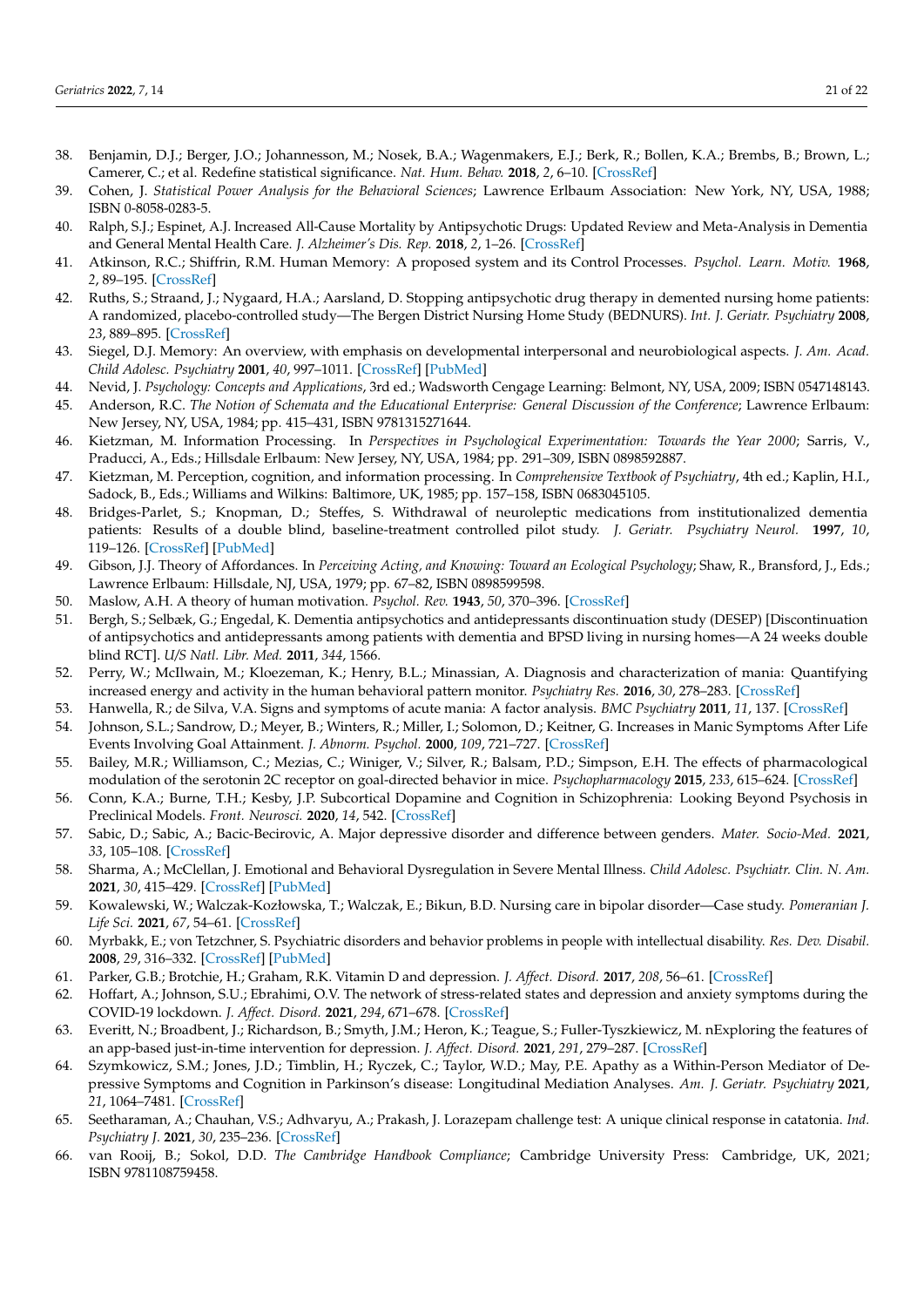38. Benjamin, D.J.; Berger, J.O.; Johannesson, M.; Nosek, B.A.; Wagenmakers, E.J.; Berk, R.; Bollen, K.A.; Brembs, B.; Brown, L.; Camerer, C.; et al. Redefine statistical significance. *Nat. Hum. Behav.* **2018**, *2*, 6–10. [CrossRef]
39. Cohen, J. *Statistical Power Analysis for the Behavioral Sciences*; Lawrence Erlbaum Association: New York, NY, USA, 1988; ISBN 0-8058-0283-5.
40. Ralph, S.J.; Espinet, A.J. Increased All-Cause Mortality by Antipsychotic Drugs: Updated Review and Meta-Analysis in Dementia and General Mental Health Care. *J. Alzheimer's Dis. Rep.* **2018**, *2*, 1–26. [CrossRef]
41. Atkinson, R.C.; Shiffrin, R.M. Human Memory: A proposed system and its Control Processes. *Psychol. Learn. Motiv.* **1968**, *2*, 89–195. [CrossRef]
42. Ruths, S.; Straand, J.; Nygaard, H.A.; Aarsland, D. Stopping antipsychotic drug therapy in demented nursing home patients: A randomized, placebo-controlled study—The Bergen District Nursing Home Study (BEDNURS). *Int. J. Geriatr. Psychiatry* **2008**, *23*, 889–895. [CrossRef]
43. Siegel, D.J. Memory: An overview, with emphasis on developmental interpersonal and neurobiological aspects. *J. Am. Acad. Child Adolesc. Psychiatry* **2001**, *40*, 997–1011. [CrossRef] [PubMed]
44. Nevid, J. *Psychology: Concepts and Applications*, 3rd ed.; Wadsworth Cengage Learning: Belmont, NY, USA, 2009; ISBN 0547148143.
45. Anderson, R.C. *The Notion of Schemata and the Educational Enterprise: General Discussion of the Conference*; Lawrence Erlbaum: New Jersey, NY, USA, 1984; pp. 415–431, ISBN 9781315271644.
46. Kietzman, M. Information Processing. In *Perspectives in Psychological Experimentation: Towards the Year 2000*; Sarris, V., Praducci, A., Eds.; Hillsdale Erlbaum: New Jersey, NY, USA, 1984; pp. 291–309, ISBN 0898592887.
47. Kietzman, M. Perception, cognition, and information processing. In *Comprehensive Textbook of Psychiatry*, 4th ed.; Kaplin, H.I., Sadock, B., Eds.; Williams and Wilkins: Baltimore, UK, 1985; pp. 157–158, ISBN 0683045105.
48. Bridges-Parlet, S.; Knopman, D.; Steffes, S. Withdrawal of neuroleptic medications from institutionalized dementia patients: Results of a double blind, baseline-treatment controlled pilot study. *J. Geriatr. Psychiatry Neurol.* **1997**, *10*, 119–126. [CrossRef] [PubMed]
49. Gibson, J.J. Theory of Affordances. In *Perceiving Acting, and Knowing: Toward an Ecological Psychology*; Shaw, R., Bransford, J., Eds.; Lawrence Erlbaum: Hillsdale, NJ, USA, 1979; pp. 67–82, ISBN 0898599598.
50. Maslow, A.H. A theory of human motivation. *Psychol. Rev.* **1943**, *50*, 370–396. [CrossRef]
51. Bergh, S.; Selbæk, G.; Engedal, K. Dementia antipsychotics and antidepressants discontinuation study (DESEP) [Discontinuation of antipsychotics and antidepressants among patients with dementia and BPSD living in nursing homes—A 24 weeks double blind RCT]. *U/S Natl. Libr. Med.* **2011**, *344*, 1566.
52. Perry, W.; McIlwain, M.; Kloezeman, K.; Henry, B.L.; Minassian, A. Diagnosis and characterization of mania: Quantifying increased energy and activity in the human behavioral pattern monitor. *Psychiatry Res.* **2016**, *30*, 278–283. [CrossRef]
53. Hanwella, R.; de Silva, V.A. Signs and symptoms of acute mania: A factor analysis. *BMC Psychiatry* **2011**, *11*, 137. [CrossRef]
54. Johnson, S.L.; Sandrow, D.; Meyer, B.; Winters, R.; Miller, I.; Solomon, D.; Keitner, G. Increases in Manic Symptoms After Life Events Involving Goal Attainment. *J. Abnorm. Psychol.* **2000**, *109*, 721–727. [CrossRef]
55. Bailey, M.R.; Williamson, C.; Mezias, C.; Winiger, V.; Silver, R.; Balsam, P.D.; Simpson, E.H. The effects of pharmacological modulation of the serotonin 2C receptor on goal-directed behavior in mice. *Psychopharmacology* **2015**, *233*, 615–624. [CrossRef]
56. Conn, K.A.; Burne, T.H.; Kesby, J.P. Subcortical Dopamine and Cognition in Schizophrenia: Looking Beyond Psychosis in Preclinical Models. *Front. Neurosci.* **2020**, *14*, 542. [CrossRef]
57. Sabic, D.; Sabic, A.; Bacic-Becirovic, A. Major depressive disorder and difference between genders. *Mater. Socio-Med.* **2021**, *33*, 105–108. [CrossRef]
58. Sharma, A.; McClellan, J. Emotional and Behavioral Dysregulation in Severe Mental Illness. *Child Adolesc. Psychiatr. Clin. N. Am.* **2021**, *30*, 415–429. [CrossRef] [PubMed]
59. Kowalewski, W.; Walczak-Kozłowska, T.; Walczak, E.; Bikun, B.D. Nursing care in bipolar disorder—Case study. *Pomeranian J. Life Sci.* **2021**, *67*, 54–61. [CrossRef]
60. Myrbakk, E.; von Tetzchner, S. Psychiatric disorders and behavior problems in people with intellectual disability. *Res. Dev. Disabil.* **2008**, *29*, 316–332. [CrossRef] [PubMed]
61. Parker, G.B.; Brotchie, H.; Graham, R.K. Vitamin D and depression. *J. Affect. Disord.* **2017**, *208*, 56–61. [CrossRef]
62. Hoffart, A.; Johnson, S.U.; Ebrahimi, O.V. The network of stress-related states and depression and anxiety symptoms during the COVID-19 lockdown. *J. Affect. Disord.* **2021**, *294*, 671–678. [CrossRef]
63. Everitt, N.; Broadbent, J.; Richardson, B.; Smyth, J.M.; Heron, K.; Teague, S.; Fuller-Tyszkiewicz, M. nExploring the features of an app-based just-in-time intervention for depression. *J. Affect. Disord.* **2021**, *291*, 279–287. [CrossRef]
64. Szymkowicz, S.M.; Jones, J.D.; Timblin, H.; Ryczek, C.; Taylor, W.D.; May, P.E. Apathy as a Within-Person Mediator of Depressive Symptoms and Cognition in Parkinson's disease: Longitudinal Mediation Analyses. *Am. J. Geriatr. Psychiatry* **2021**, *21*, 1064–7481. [CrossRef]
65. Seetharaman, A.; Chauhan, V.S.; Adhvaryu, A.; Prakash, J. Lorazepam challenge test: A unique clinical response in catatonia. *Ind. Psychiatry J.* **2021**, *30*, 235–236. [CrossRef]
66. van Rooij, B.; Sokol, D.D. *The Cambridge Handbook Compliance*; Cambridge University Press: Cambridge, UK, 2021; ISBN 9781108759458.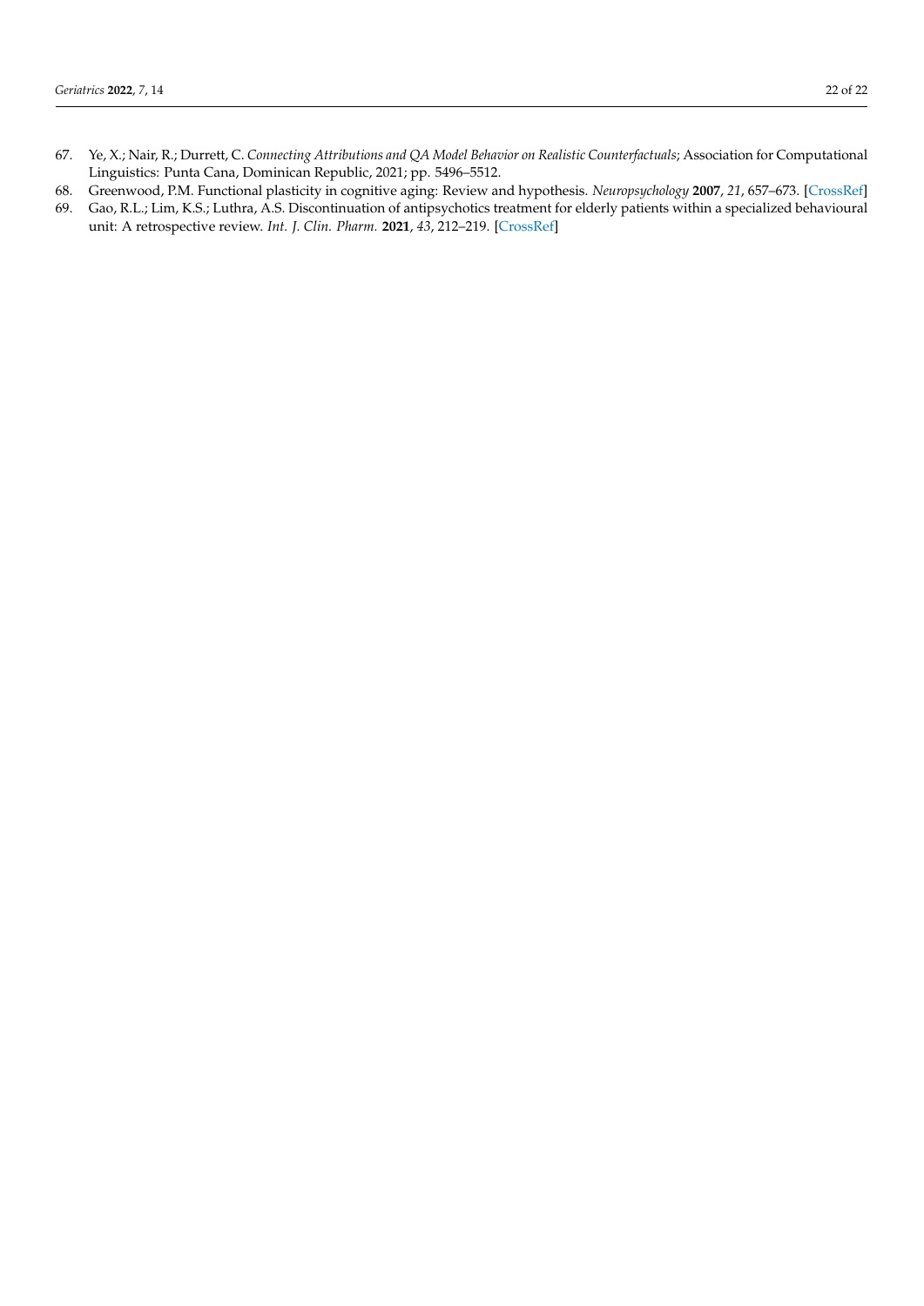67. Ye, X.; Nair, R.; Durrett, C. *Connecting Attributions and QA Model Behavior on Realistic Counterfactuals*; Association for Computational Linguistics: Punta Cana, Dominican Republic, 2021; pp. 5496–5512.
68. Greenwood, P.M. Functional plasticity in cognitive aging: Review and hypothesis. *Neuropsychology* **2007**, *21*, 657–673. [CrossRef]
69. Gao, R.L.; Lim, K.S.; Luthra, A.S. Discontinuation of antipsychotics treatment for elderly patients within a specialized behavioural unit: A retrospective review. *Int. J. Clin. Pharm.* **2021**, *43*, 212–219. [CrossRef]